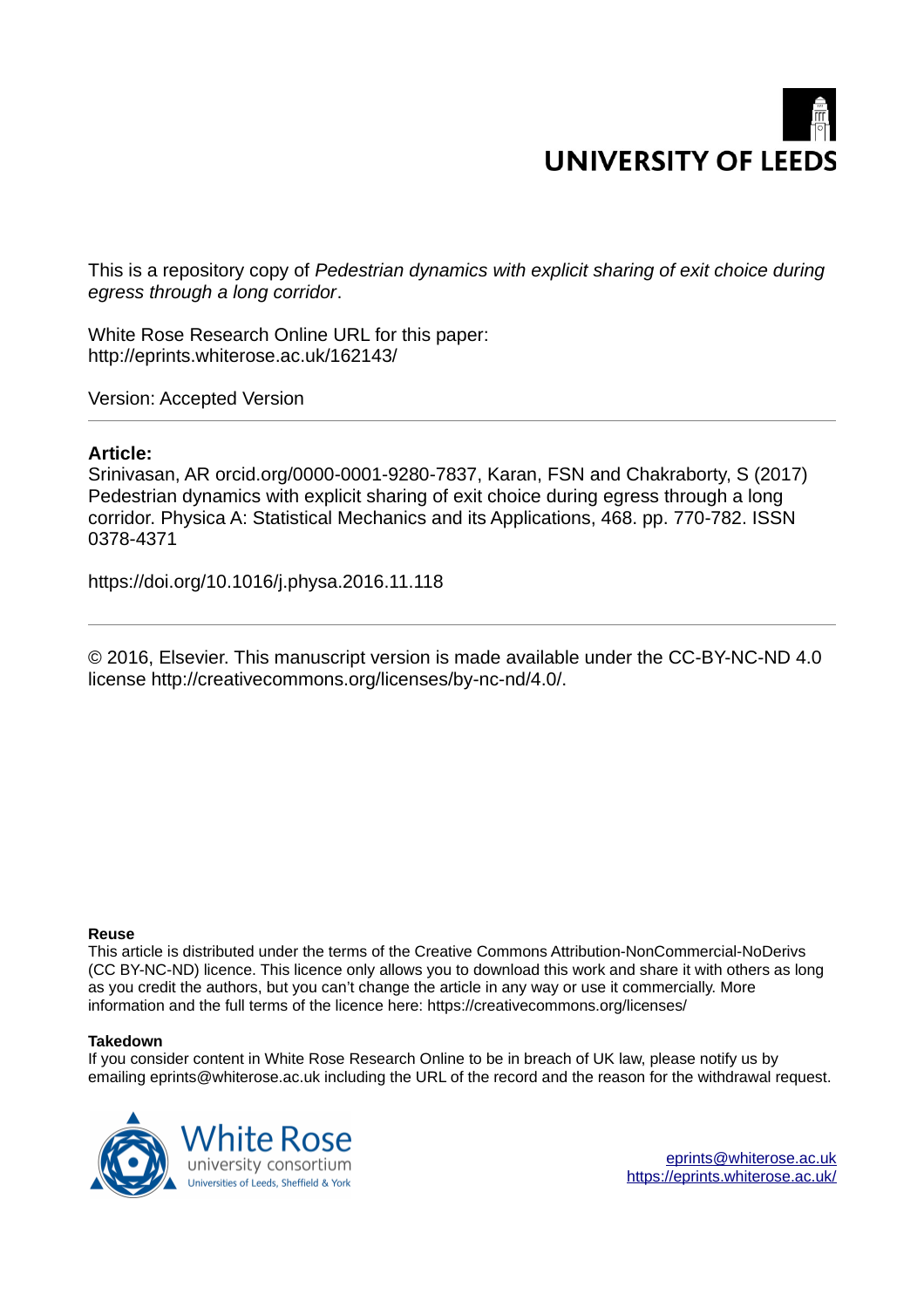UNIVERSITY OF LEEDS

This is a repository copy of *Pedestrian dynamics with explicit sharing of exit choice during egress through a long corridor*.

White Rose Research Online URL for this paper:
http://eprints.whiterose.ac.uk/162143/

Version: Accepted Version

**Article:**

Srinivasan, AR orcid.org/0000-0001-9280-7837, Karan, FSN and Chakraborty, S (2017) Pedestrian dynamics with explicit sharing of exit choice during egress through a long corridor. Physica A: Statistical Mechanics and its Applications, 468. pp. 770-782. ISSN 0378-4371

https://doi.org/10.1016/j.physa.2016.11.118

© 2016, Elsevier. This manuscript version is made available under the CC-BY-NC-ND 4.0 license http://creativecommons.org/licenses/by-nc-nd/4.0/.

**Reuse**

This article is distributed under the terms of the Creative Commons Attribution-NonCommercial-NoDerivs (CC BY-NC-ND) licence. This licence only allows you to download this work and share it with others as long as you credit the authors, but you can't change the article in any way or use it commercially. More information and the full terms of the licence here: https://creativecommons.org/licenses/

**Takedown**

If you consider content in White Rose Research Online to be in breach of UK law, please notify us by emailing eprints@whiterose.ac.uk including the URL of the record and the reason for the withdrawal request.

White Rose
university consortium
Universities of Leeds, Sheffield & York

eprints@whiterose.ac.uk
https://eprints.whiterose.ac.uk/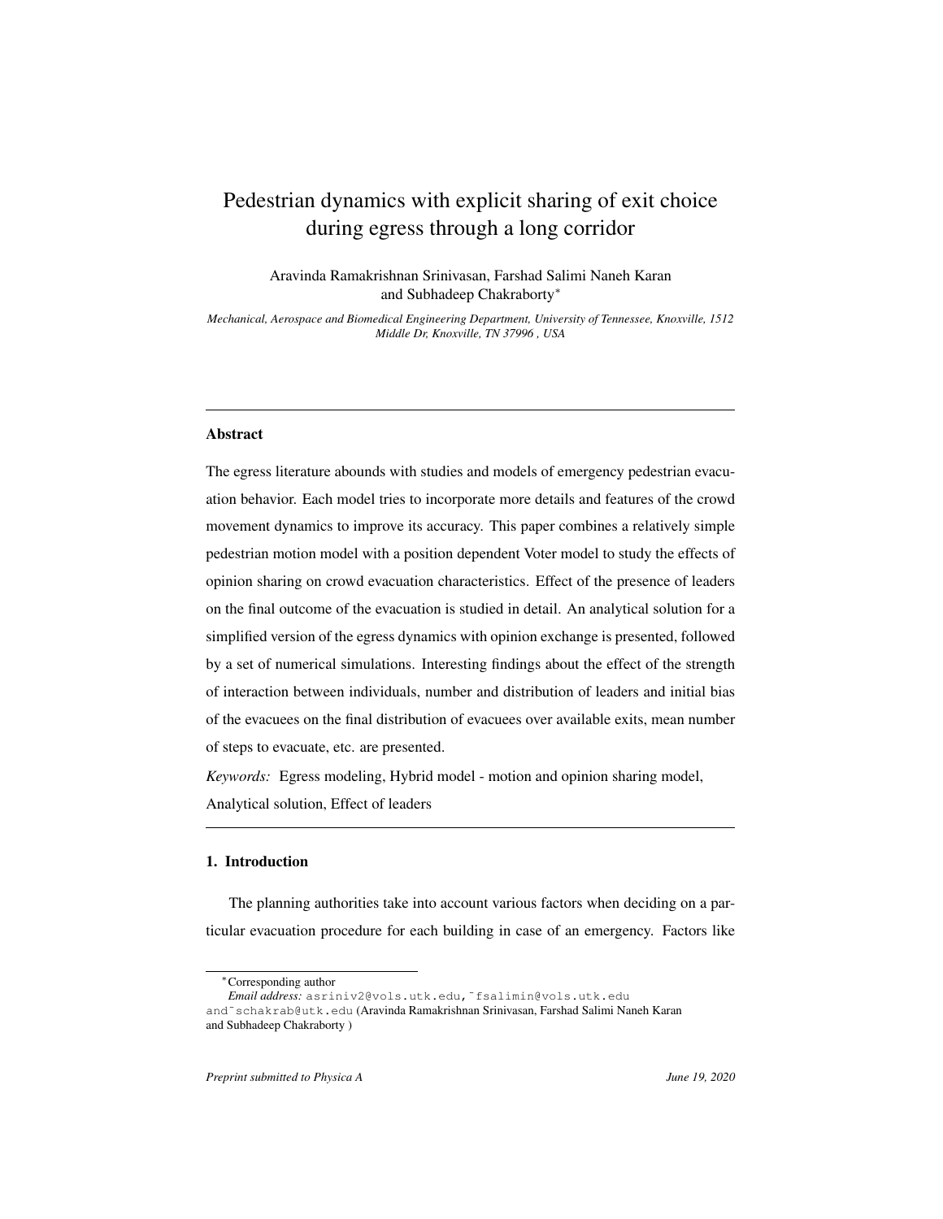# Pedestrian dynamics with explicit sharing of exit choice during egress through a long corridor

Aravinda Ramakrishnan Srinivasan, Farshad Salimi Naneh Karan and Subhadeep Chakraborty*

*Mechanical, Aerospace and Biomedical Engineering Department, University of Tennessee, Knoxville, 1512 Middle Dr, Knoxville, TN 37996 , USA*

---

## Abstract

The egress literature abounds with studies and models of emergency pedestrian evacuation behavior. Each model tries to incorporate more details and features of the crowd movement dynamics to improve its accuracy. This paper combines a relatively simple pedestrian motion model with a position dependent Voter model to study the effects of opinion sharing on crowd evacuation characteristics. Effect of the presence of leaders on the final outcome of the evacuation is studied in detail. An analytical solution for a simplified version of the egress dynamics with opinion exchange is presented, followed by a set of numerical simulations. Interesting findings about the effect of the strength of interaction between individuals, number and distribution of leaders and initial bias of the evacuees on the final distribution of evacuees over available exits, mean number of steps to evacuate, etc. are presented.

*Keywords:* Egress modeling, Hybrid model - motion and opinion sharing model, Analytical solution, Effect of leaders

---

## 1. Introduction

The planning authorities take into account various factors when deciding on a particular evacuation procedure for each building in case of an emergency. Factors like

---

*Corresponding author

*Email address:* asriniv2@vols.utk.edu,~fsalimin@vols.utk.edu and~schakrab@utk.edu (Aravinda Ramakrishnan Srinivasan, Farshad Salimi Naneh Karan and Subhadeep Chakraborty )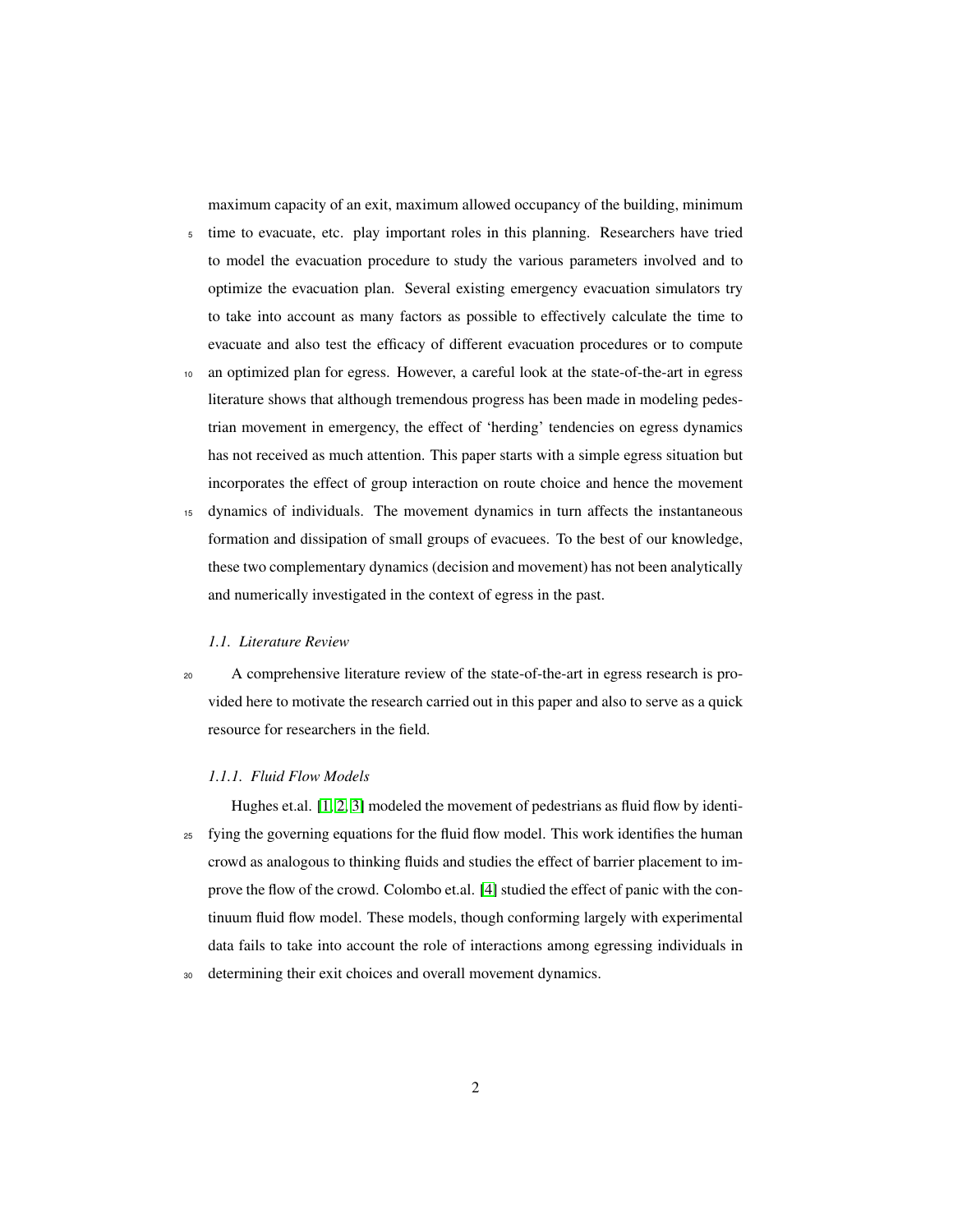maximum capacity of an exit, maximum allowed occupancy of the building, minimum time to evacuate, etc. play important roles in this planning. Researchers have tried to model the evacuation procedure to study the various parameters involved and to optimize the evacuation plan. Several existing emergency evacuation simulators try to take into account as many factors as possible to effectively calculate the time to evacuate and also test the efficacy of different evacuation procedures or to compute an optimized plan for egress. However, a careful look at the state-of-the-art in egress literature shows that although tremendous progress has been made in modeling pedestrian movement in emergency, the effect of 'herding' tendencies on egress dynamics has not received as much attention. This paper starts with a simple egress situation but incorporates the effect of group interaction on route choice and hence the movement dynamics of individuals. The movement dynamics in turn affects the instantaneous formation and dissipation of small groups of evacuees. To the best of our knowledge, these two complementary dynamics (decision and movement) has not been analytically and numerically investigated in the context of egress in the past.

### *1.1. Literature Review*

A comprehensive literature review of the state-of-the-art in egress research is provided here to motivate the research carried out in this paper and also to serve as a quick resource for researchers in the field.

#### *1.1.1. Fluid Flow Models*

Hughes et.al. [1, 2, 3] modeled the movement of pedestrians as fluid flow by identifying the governing equations for the fluid flow model. This work identifies the human crowd as analogous to thinking fluids and studies the effect of barrier placement to improve the flow of the crowd. Colombo et.al. [4] studied the effect of panic with the continuum fluid flow model. These models, though conforming largely with experimental data fails to take into account the role of interactions among egressing individuals in determining their exit choices and overall movement dynamics.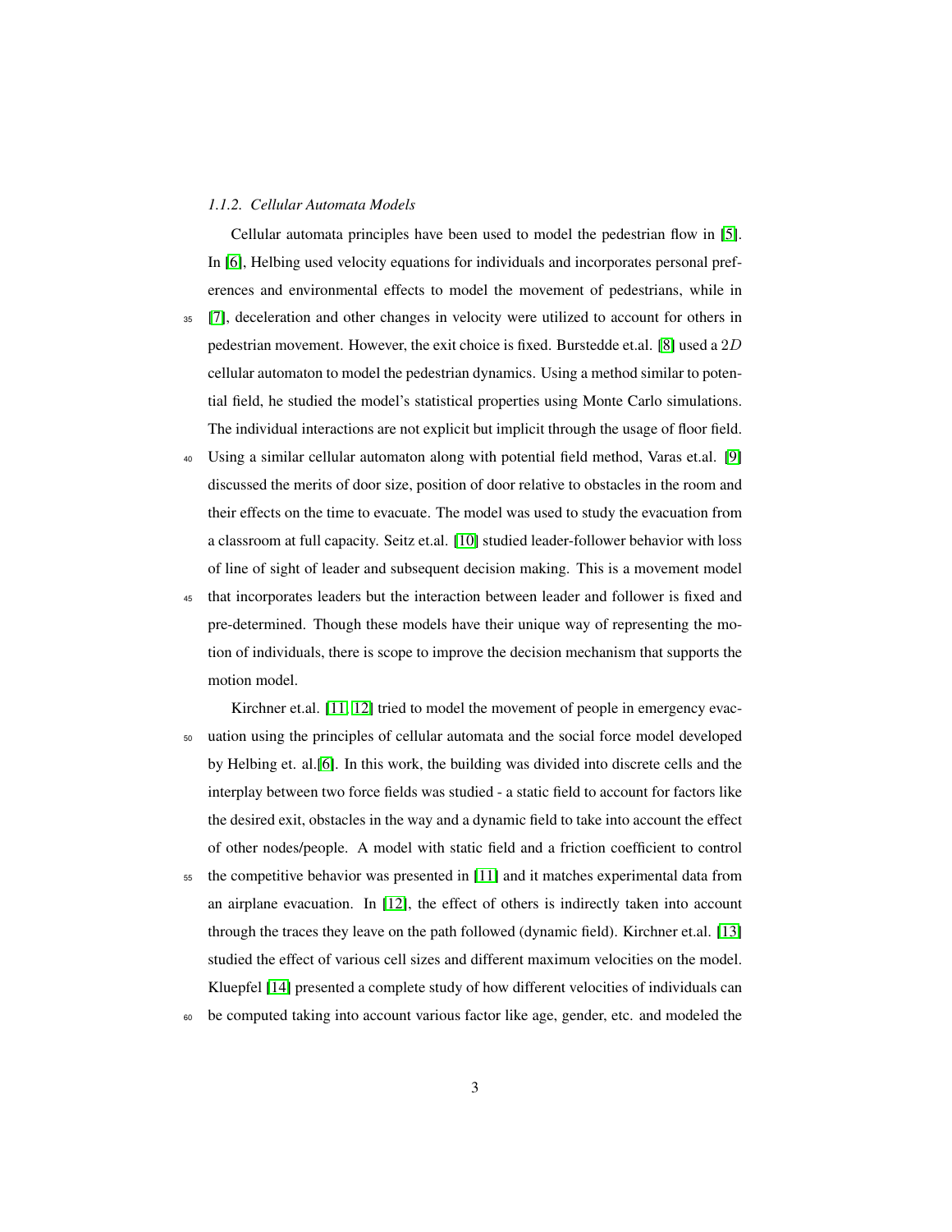#### 1.1.2. Cellular Automata Models

Cellular automata principles have been used to model the pedestrian flow in [5]. In [6], Helbing used velocity equations for individuals and incorporates personal preferences and environmental effects to model the movement of pedestrians, while in [7], deceleration and other changes in velocity were utilized to account for others in pedestrian movement. However, the exit choice is fixed. Burstedde et.al. [8] used a $2D$ cellular automaton to model the pedestrian dynamics. Using a method similar to potential field, he studied the model's statistical properties using Monte Carlo simulations. The individual interactions are not explicit but implicit through the usage of floor field. Using a similar cellular automaton along with potential field method, Varas et.al. [9] discussed the merits of door size, position of door relative to obstacles in the room and their effects on the time to evacuate. The model was used to study the evacuation from a classroom at full capacity. Seitz et.al. [10] studied leader-follower behavior with loss of line of sight of leader and subsequent decision making. This is a movement model that incorporates leaders but the interaction between leader and follower is fixed and pre-determined. Though these models have their unique way of representing the motion of individuals, there is scope to improve the decision mechanism that supports the motion model.

Kirchner et.al. [11, 12] tried to model the movement of people in emergency evacuation using the principles of cellular automata and the social force model developed by Helbing et. al.[6]. In this work, the building was divided into discrete cells and the interplay between two force fields was studied - a static field to account for factors like the desired exit, obstacles in the way and a dynamic field to take into account the effect of other nodes/people. A model with static field and a friction coefficient to control the competitive behavior was presented in [11] and it matches experimental data from an airplane evacuation. In [12], the effect of others is indirectly taken into account through the traces they leave on the path followed (dynamic field). Kirchner et.al. [13] studied the effect of various cell sizes and different maximum velocities on the model. Kluepfel [14] presented a complete study of how different velocities of individuals can be computed taking into account various factor like age, gender, etc. and modeled the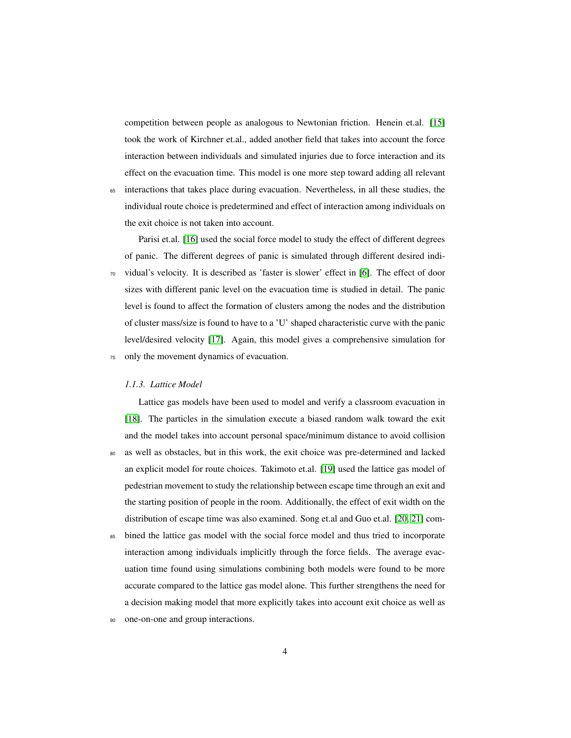competition between people as analogous to Newtonian friction. Henein et.al. [15] took the work of Kirchner et.al., added another field that takes into account the force interaction between individuals and simulated injuries due to force interaction and its effect on the evacuation time. This model is one more step toward adding all relevant interactions that takes place during evacuation. Nevertheless, in all these studies, the individual route choice is predetermined and effect of interaction among individuals on the exit choice is not taken into account.

Parisi et.al. [16] used the social force model to study the effect of different degrees of panic. The different degrees of panic is simulated through different desired individual's velocity. It is described as 'faster is slower' effect in [6]. The effect of door sizes with different panic level on the evacuation time is studied in detail. The panic level is found to affect the formation of clusters among the nodes and the distribution of cluster mass/size is found to have to a 'U' shaped characteristic curve with the panic level/desired velocity [17]. Again, this model gives a comprehensive simulation for only the movement dynamics of evacuation.

#### *1.1.3. Lattice Model*

Lattice gas models have been used to model and verify a classroom evacuation in [18]. The particles in the simulation execute a biased random walk toward the exit and the model takes into account personal space/minimum distance to avoid collision as well as obstacles, but in this work, the exit choice was pre-determined and lacked an explicit model for route choices. Takimoto et.al. [19] used the lattice gas model of pedestrian movement to study the relationship between escape time through an exit and the starting position of people in the room. Additionally, the effect of exit width on the distribution of escape time was also examined. Song et.al and Guo et.al. [20, 21] combined the lattice gas model with the social force model and thus tried to incorporate interaction among individuals implicitly through the force fields. The average evacuation time found using simulations combining both models were found to be more accurate compared to the lattice gas model alone. This further strengthens the need for a decision making model that more explicitly takes into account exit choice as well as one-on-one and group interactions.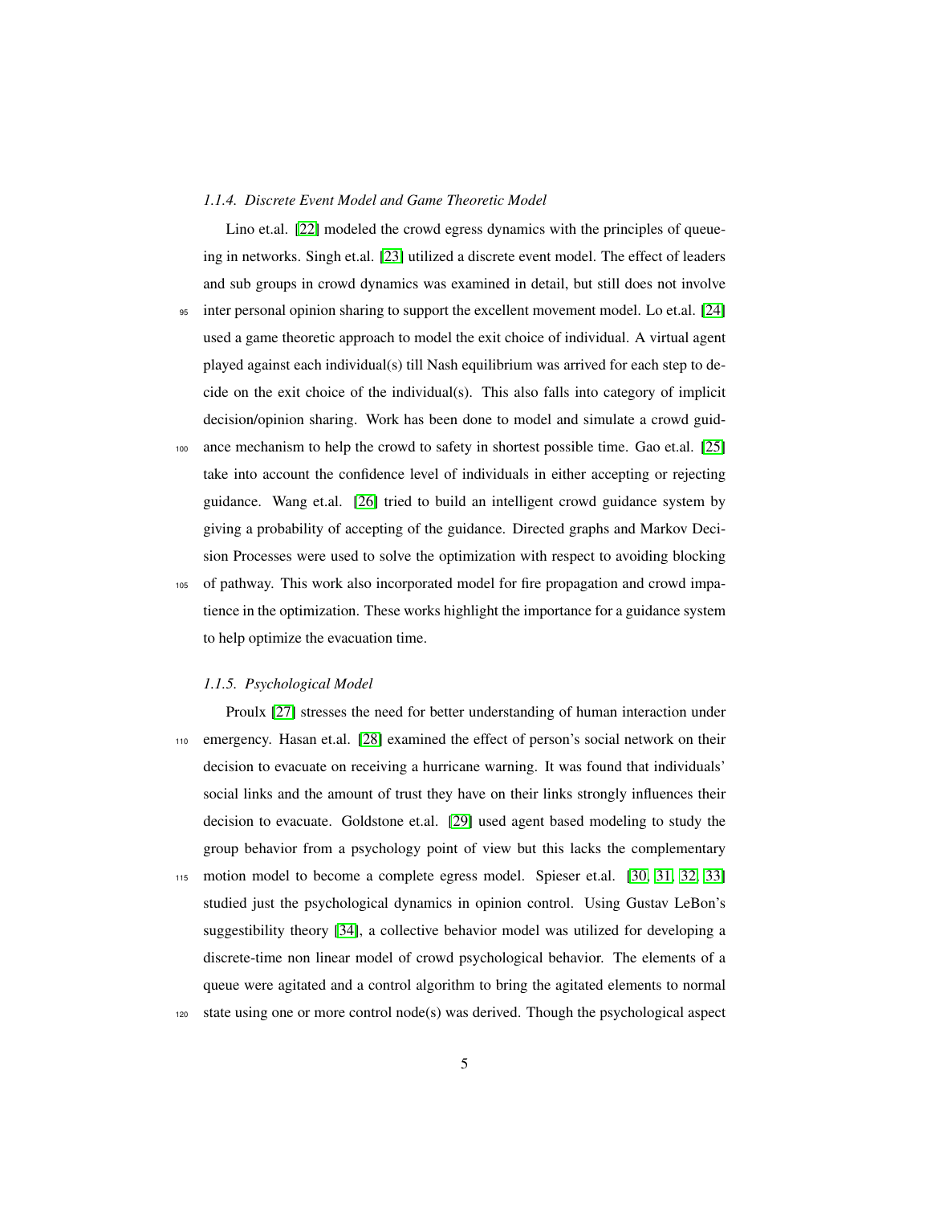#### *1.1.4. Discrete Event Model and Game Theoretic Model*

Lino et.al. [22] modeled the crowd egress dynamics with the principles of queueing in networks. Singh et.al. [23] utilized a discrete event model. The effect of leaders and sub groups in crowd dynamics was examined in detail, but still does not involve inter personal opinion sharing to support the excellent movement model. Lo et.al. [24] used a game theoretic approach to model the exit choice of individual. A virtual agent played against each individual(s) till Nash equilibrium was arrived for each step to decide on the exit choice of the individual(s). This also falls into category of implicit decision/opinion sharing. Work has been done to model and simulate a crowd guidance mechanism to help the crowd to safety in shortest possible time. Gao et.al. [25] take into account the confidence level of individuals in either accepting or rejecting guidance. Wang et.al. [26] tried to build an intelligent crowd guidance system by giving a probability of accepting of the guidance. Directed graphs and Markov Decision Processes were used to solve the optimization with respect to avoiding blocking of pathway. This work also incorporated model for fire propagation and crowd impatience in the optimization. These works highlight the importance for a guidance system to help optimize the evacuation time.

#### *1.1.5. Psychological Model*

Proulx [27] stresses the need for better understanding of human interaction under emergency. Hasan et.al. [28] examined the effect of person's social network on their decision to evacuate on receiving a hurricane warning. It was found that individuals' social links and the amount of trust they have on their links strongly influences their decision to evacuate. Goldstone et.al. [29] used agent based modeling to study the group behavior from a psychology point of view but this lacks the complementary motion model to become a complete egress model. Spieser et.al. [30, 31, 32, 33] studied just the psychological dynamics in opinion control. Using Gustav LeBon's suggestibility theory [34], a collective behavior model was utilized for developing a discrete-time non linear model of crowd psychological behavior. The elements of a queue were agitated and a control algorithm to bring the agitated elements to normal state using one or more control node(s) was derived. Though the psychological aspect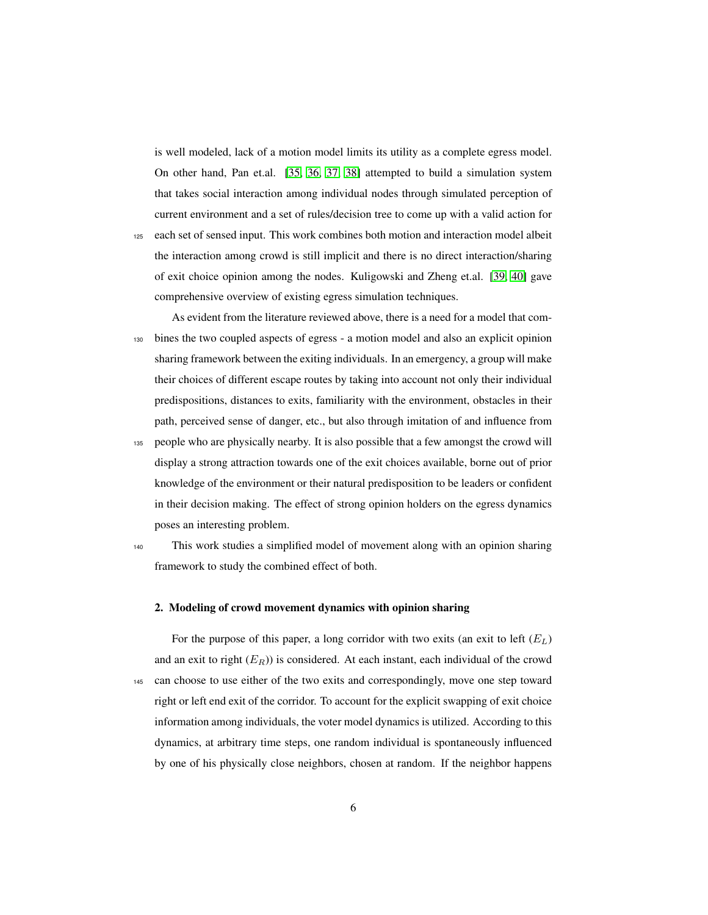is well modeled, lack of a motion model limits its utility as a complete egress model. On other hand, Pan et.al. [35, 36, 37, 38] attempted to build a simulation system that takes social interaction among individual nodes through simulated perception of current environment and a set of rules/decision tree to come up with a valid action for each set of sensed input. This work combines both motion and interaction model albeit the interaction among crowd is still implicit and there is no direct interaction/sharing of exit choice opinion among the nodes. Kuligowski and Zheng et.al. [39, 40] gave comprehensive overview of existing egress simulation techniques.

As evident from the literature reviewed above, there is a need for a model that combines the two coupled aspects of egress - a motion model and also an explicit opinion sharing framework between the exiting individuals. In an emergency, a group will make their choices of different escape routes by taking into account not only their individual predispositions, distances to exits, familiarity with the environment, obstacles in their path, perceived sense of danger, etc., but also through imitation of and influence from people who are physically nearby. It is also possible that a few amongst the crowd will display a strong attraction towards one of the exit choices available, borne out of prior knowledge of the environment or their natural predisposition to be leaders or confident in their decision making. The effect of strong opinion holders on the egress dynamics poses an interesting problem.

This work studies a simplified model of movement along with an opinion sharing framework to study the combined effect of both.

## 2. Modeling of crowd movement dynamics with opinion sharing

For the purpose of this paper, a long corridor with two exits (an exit to left ($E_L$) and an exit to right ($E_R$)) is considered. At each instant, each individual of the crowd can choose to use either of the two exits and correspondingly, move one step toward right or left end exit of the corridor. To account for the explicit swapping of exit choice information among individuals, the voter model dynamics is utilized. According to this dynamics, at arbitrary time steps, one random individual is spontaneously influenced by one of his physically close neighbors, chosen at random. If the neighbor happens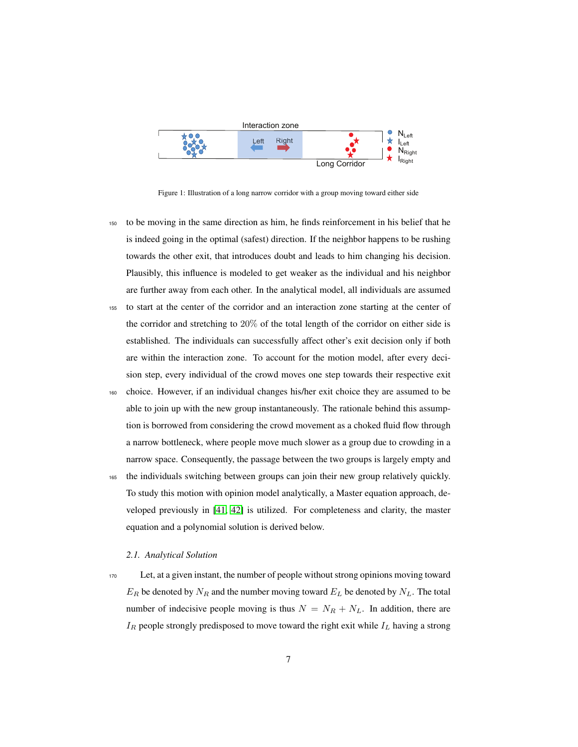Figure 1: Illustration of a long narrow corridor with a group moving toward either side

to be moving in the same direction as him, he finds reinforcement in his belief that he is indeed going in the optimal (safest) direction. If the neighbor happens to be rushing towards the other exit, that introduces doubt and leads to him changing his decision. Plausibly, this influence is modeled to get weaker as the individual and his neighbor are further away from each other. In the analytical model, all individuals are assumed to start at the center of the corridor and an interaction zone starting at the center of the corridor and stretching to 20% of the total length of the corridor on either side is established. The individuals can successfully affect other's exit decision only if both are within the interaction zone. To account for the motion model, after every decision step, every individual of the crowd moves one step towards their respective exit choice. However, if an individual changes his/her exit choice they are assumed to be able to join up with the new group instantaneously. The rationale behind this assumption is borrowed from considering the crowd movement as a choked fluid flow through a narrow bottleneck, where people move much slower as a group due to crowding in a narrow space. Consequently, the passage between the two groups is largely empty and the individuals switching between groups can join their new group relatively quickly. To study this motion with opinion model analytically, a Master equation approach, developed previously in [41, 42] is utilized. For completeness and clarity, the master equation and a polynomial solution is derived below.

### *2.1. Analytical Solution*

Let, at a given instant, the number of people without strong opinions moving toward $E_R$ be denoted by $N_R$ and the number moving toward $E_L$ be denoted by $N_L$. The total number of indecisive people moving is thus $N = N_R + N_L$. In addition, there are $I_R$ people strongly predisposed to move toward the right exit while $I_L$ having a strong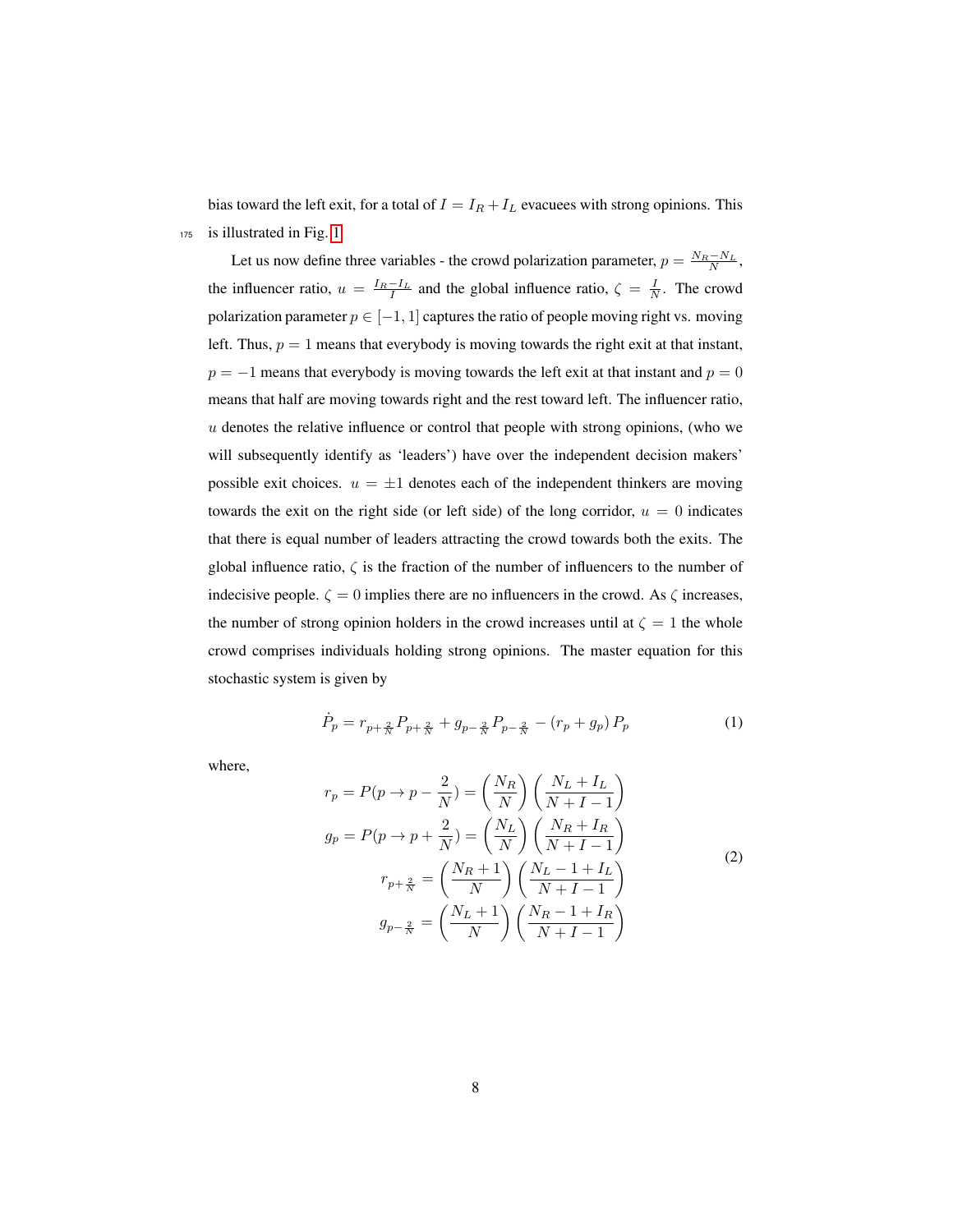bias toward the left exit, for a total of $I = I_R + I_L$ evacuees with strong opinions. This is illustrated in Fig. 1.

Let us now define three variables - the crowd polarization parameter, $p = \frac{N_R - N_L}{N}$, the influencer ratio, $u = \frac{I_R - I_L}{I}$ and the global influence ratio, $\zeta = \frac{I}{N}$. The crowd polarization parameter $p \in [-1, 1]$ captures the ratio of people moving right vs. moving left. Thus, $p = 1$ means that everybody is moving towards the right exit at that instant, $p = -1$ means that everybody is moving towards the left exit at that instant and $p = 0$ means that half are moving towards right and the rest toward left. The influencer ratio, $u$ denotes the relative influence or control that people with strong opinions, (who we will subsequently identify as 'leaders') have over the independent decision makers' possible exit choices. $u = \pm 1$ denotes each of the independent thinkers are moving towards the exit on the right side (or left side) of the long corridor, $u = 0$ indicates that there is equal number of leaders attracting the crowd towards both the exits. The global influence ratio, $\zeta$ is the fraction of the number of influencers to the number of indecisive people. $\zeta = 0$ implies there are no influencers in the crowd. As $\zeta$ increases, the number of strong opinion holders in the crowd increases until at $\zeta = 1$ the whole crowd comprises individuals holding strong opinions. The master equation for this stochastic system is given by

$$\dot{P}_p = r_{p+\frac{2}{N}} P_{p+\frac{2}{N}} + g_{p-\frac{2}{N}} P_{p-\frac{2}{N}} - (r_p + g_p) P_p \tag{1}$$

where,

$$\begin{aligned}
r_p = P(p \rightarrow p - \frac{2}{N}) &= \left(\frac{N_R}{N}\right)\left(\frac{N_L + I_L}{N + I - 1}\right) \\
g_p = P(p \rightarrow p + \frac{2}{N}) &= \left(\frac{N_L}{N}\right)\left(\frac{N_R + I_R}{N + I - 1}\right) \\
r_{p+\frac{2}{N}} &= \left(\frac{N_R + 1}{N}\right)\left(\frac{N_L - 1 + I_L}{N + I - 1}\right) \\
g_{p-\frac{2}{N}} &= \left(\frac{N_L + 1}{N}\right)\left(\frac{N_R - 1 + I_R}{N + I - 1}\right)
\end{aligned} \tag{2}$$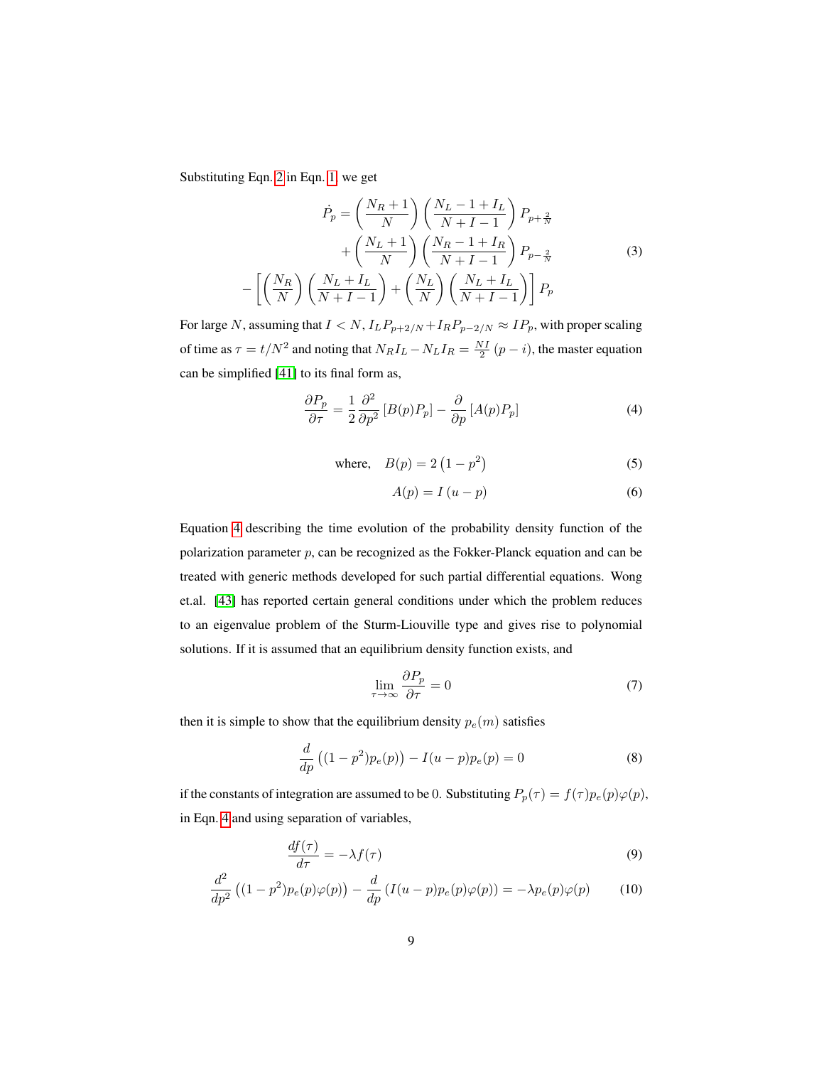Substituting Eqn. 2 in Eqn. 1, we get

$$
\begin{aligned}
\dot{P}_p = \left(\frac{N_R+1}{N}\right)\left(\frac{N_L-1+I_L}{N+I-1}\right)P_{p+\frac{2}{N}} \\
+\left(\frac{N_L+1}{N}\right)\left(\frac{N_R-1+I_R}{N+I-1}\right)P_{p-\frac{2}{N}} \\
-\left[\left(\frac{N_R}{N}\right)\left(\frac{N_L+I_L}{N+I-1}\right)+\left(\frac{N_L}{N}\right)\left(\frac{N_L+I_L}{N+I-1}\right)\right]P_p
\end{aligned}
\tag{3}
$$

For large $N$, assuming that $I < N$, $I_L P_{p+2/N} + I_R P_{p-2/N} \approx I P_p$, with proper scaling of time as $\tau = t/N^2$ and noting that $N_R I_L - N_L I_R = \frac{NI}{2}(p-i)$, the master equation can be simplified [41] to its final form as,

$$
\frac{\partial P_p}{\partial \tau} = \frac{1}{2}\frac{\partial^2}{\partial p^2}\left[B(p)P_p\right] - \frac{\partial}{\partial p}\left[A(p)P_p\right] \tag{4}
$$

$$
\text{where,} \quad B(p) = 2\left(1-p^2\right) \tag{5}
$$

$$
A(p) = I\left(u-p\right) \tag{6}
$$

Equation 4 describing the time evolution of the probability density function of the polarization parameter $p$, can be recognized as the Fokker-Planck equation and can be treated with generic methods developed for such partial differential equations. Wong et.al. [43] has reported certain general conditions under which the problem reduces to an eigenvalue problem of the Sturm-Liouville type and gives rise to polynomial solutions. If it is assumed that an equilibrium density function exists, and

$$
\lim_{\tau\to\infty}\frac{\partial P_p}{\partial \tau} = 0 \tag{7}
$$

then it is simple to show that the equilibrium density $p_e(m)$ satisfies

$$
\frac{d}{dp}\left((1-p^2)p_e(p)\right) - I(u-p)p_e(p) = 0 \tag{8}
$$

if the constants of integration are assumed to be 0. Substituting $P_p(\tau) = f(\tau)p_e(p)\varphi(p)$, in Eqn. 4 and using separation of variables,

$$
\frac{df(\tau)}{d\tau} = -\lambda f(\tau) \tag{9}
$$

$$
\frac{d^2}{dp^2}\left((1-p^2)p_e(p)\varphi(p)\right) - \frac{d}{dp}\left(I(u-p)p_e(p)\varphi(p)\right) = -\lambda p_e(p)\varphi(p) \tag{10}
$$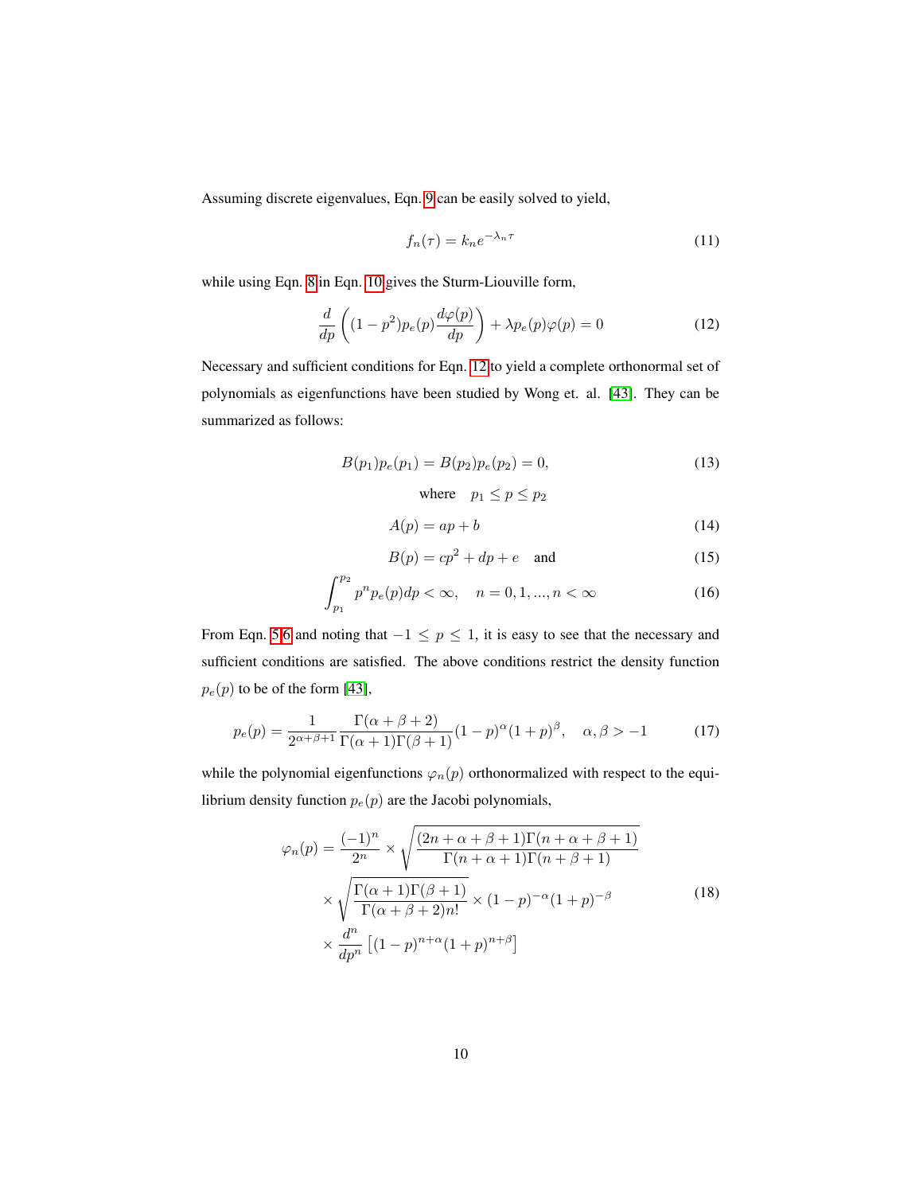Assuming discrete eigenvalues, Eqn. 9 can be easily solved to yield,

$$f_n(\tau) = k_n e^{-\lambda_n \tau} \tag{11}$$

while using Eqn. 8 in Eqn. 10 gives the Sturm-Liouville form,

$$\frac{d}{dp}\left((1-p^2)p_e(p)\frac{d\varphi(p)}{dp}\right) + \lambda p_e(p)\varphi(p) = 0 \tag{12}$$

Necessary and sufficient conditions for Eqn. 12 to yield a complete orthonormal set of polynomials as eigenfunctions have been studied by Wong et. al. [43]. They can be summarized as follows:

$$B(p_1)p_e(p_1) = B(p_2)p_e(p_2) = 0, \tag{13}$$

$$\text{where} \quad p_1 \leq p \leq p_2$$

$$A(p) = ap + b \tag{14}$$

$$B(p) = cp^2 + dp + e \quad \text{and} \tag{15}$$

$$\int_{p_1}^{p_2} p^n p_e(p) dp < \infty, \quad n = 0, 1, ..., n < \infty \tag{16}$$

From Eqn. 5 6 and noting that $-1 \leq p \leq 1$, it is easy to see that the necessary and sufficient conditions are satisfied. The above conditions restrict the density function $p_e(p)$ to be of the form [43],

$$p_e(p) = \frac{1}{2^{\alpha+\beta+1}} \frac{\Gamma(\alpha+\beta+2)}{\Gamma(\alpha+1)\Gamma(\beta+1)} (1-p)^{\alpha}(1+p)^{\beta}, \quad \alpha, \beta > -1 \tag{17}$$

while the polynomial eigenfunctions $\varphi_n(p)$ orthonormalized with respect to the equilibrium density function $p_e(p)$ are the Jacobi polynomials,

$$\begin{aligned}
\varphi_n(p) = {} & \frac{(-1)^n}{2^n} \times \sqrt{\frac{(2n+\alpha+\beta+1)\Gamma(n+\alpha+\beta+1)}{\Gamma(n+\alpha+1)\Gamma(n+\beta+1)}} \\
& \times \sqrt{\frac{\Gamma(\alpha+1)\Gamma(\beta+1)}{\Gamma(\alpha+\beta+2)n!}} \times (1-p)^{-\alpha}(1+p)^{-\beta} \\
& \times \frac{d^n}{dp^n}\left[(1-p)^{n+\alpha}(1+p)^{n+\beta}\right]
\end{aligned} \tag{18}$$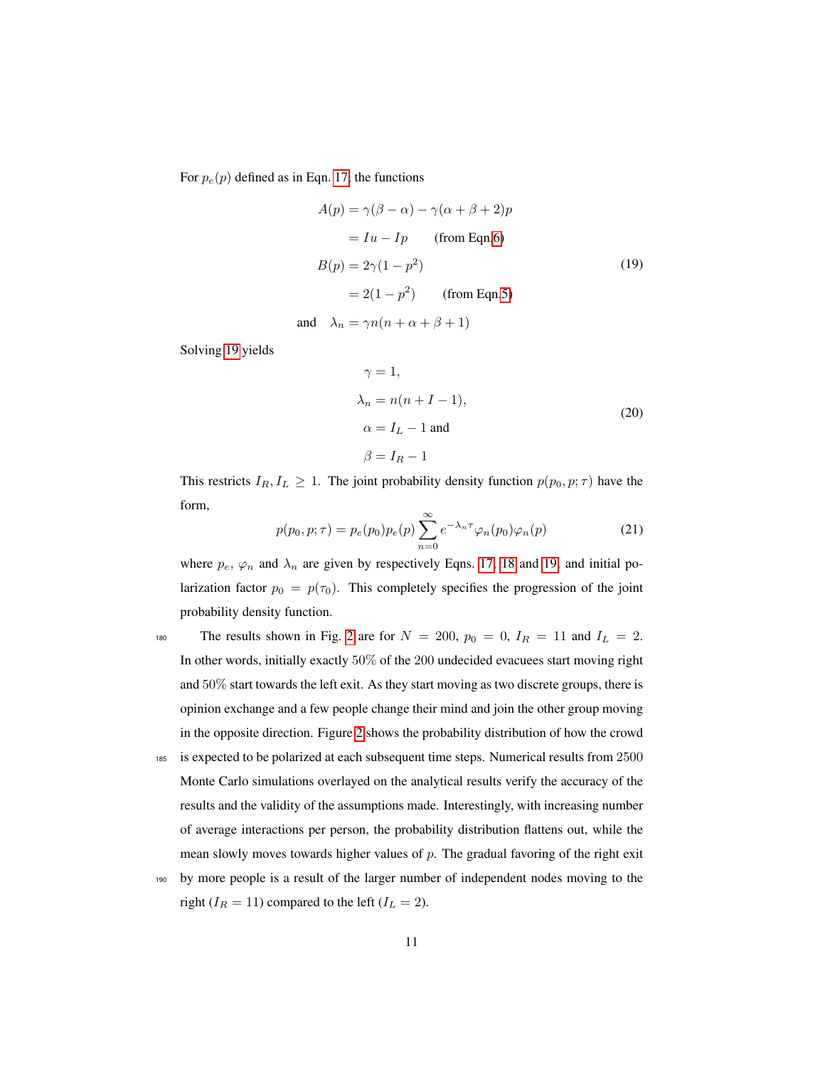For $p_e(p)$ defined as in Eqn. 17, the functions

$$
\begin{aligned}
A(p) &= \gamma(\beta - \alpha) - \gamma(\alpha + \beta + 2)p \\
&= Iu - Ip \qquad \text{(from Eqn.6)} \\
B(p) &= 2\gamma(1 - p^2) \\
&= 2(1 - p^2) \qquad \text{(from Eqn.5)} \\
\text{and} \quad \lambda_n &= \gamma n(n + \alpha + \beta + 1)
\end{aligned}
\tag{19}
$$

Solving 19 yields

$$
\begin{aligned}
&\gamma = 1, \\
&\lambda_n = n(n + I - 1), \\
&\alpha = I_L - 1 \text{ and} \\
&\beta = I_R - 1
\end{aligned}
\tag{20}
$$

This restricts $I_R, I_L \geq 1$. The joint probability density function $p(p_0, p; \tau)$ have the form,

$$
p(p_0, p; \tau) = p_e(p_0)p_e(p) \sum_{n=0}^{\infty} e^{-\lambda_n \tau} \varphi_n(p_0)\varphi_n(p) \tag{21}
$$

where $p_e$, $\varphi_n$ and $\lambda_n$ are given by respectively Eqns. 17, 18 and 19, and initial polarization factor $p_0 = p(\tau_0)$. This completely specifies the progression of the joint probability density function.

The results shown in Fig. 2 are for $N = 200$, $p_0 = 0$, $I_R = 11$ and $I_L = 2$. In other words, initially exactly 50% of the 200 undecided evacuees start moving right and 50% start towards the left exit. As they start moving as two discrete groups, there is opinion exchange and a few people change their mind and join the other group moving in the opposite direction. Figure 2 shows the probability distribution of how the crowd is expected to be polarized at each subsequent time steps. Numerical results from 2500 Monte Carlo simulations overlayed on the analytical results verify the accuracy of the results and the validity of the assumptions made. Interestingly, with increasing number of average interactions per person, the probability distribution flattens out, while the mean slowly moves towards higher values of $p$. The gradual favoring of the right exit by more people is a result of the larger number of independent nodes moving to the right ($I_R = 11$) compared to the left ($I_L = 2$).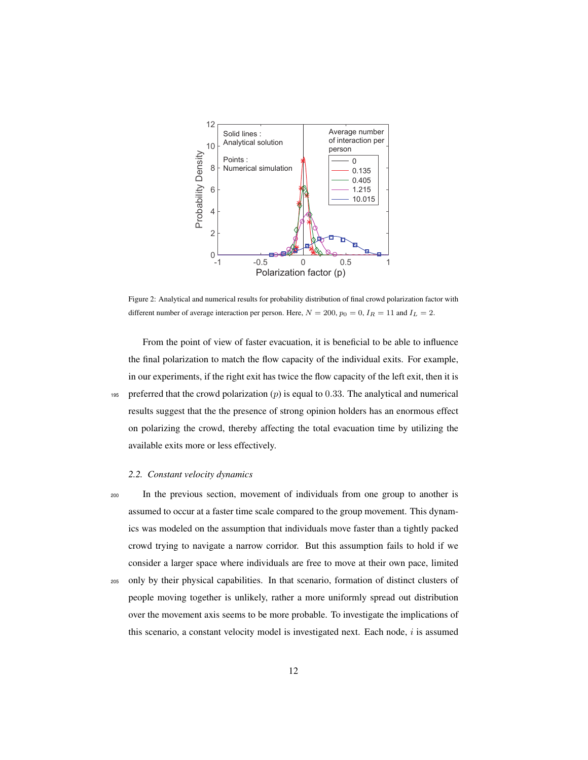Figure 2: Analytical and numerical results for probability distribution of final crowd polarization factor with different number of average interaction per person. Here, $N = 200$, $p_0 = 0$, $I_R = 11$ and $I_L = 2$.

From the point of view of faster evacuation, it is beneficial to be able to influence the final polarization to match the flow capacity of the individual exits. For example, in our experiments, if the right exit has twice the flow capacity of the left exit, then it is preferred that the crowd polarization ($p$) is equal to $0.33$. The analytical and numerical results suggest that the the presence of strong opinion holders has an enormous effect on polarizing the crowd, thereby affecting the total evacuation time by utilizing the available exits more or less effectively.

### 2.2. Constant velocity dynamics

In the previous section, movement of individuals from one group to another is assumed to occur at a faster time scale compared to the group movement. This dynamics was modeled on the assumption that individuals move faster than a tightly packed crowd trying to navigate a narrow corridor. But this assumption fails to hold if we consider a larger space where individuals are free to move at their own pace, limited only by their physical capabilities. In that scenario, formation of distinct clusters of people moving together is unlikely, rather a more uniformly spread out distribution over the movement axis seems to be more probable. To investigate the implications of this scenario, a constant velocity model is investigated next. Each node, $i$ is assumed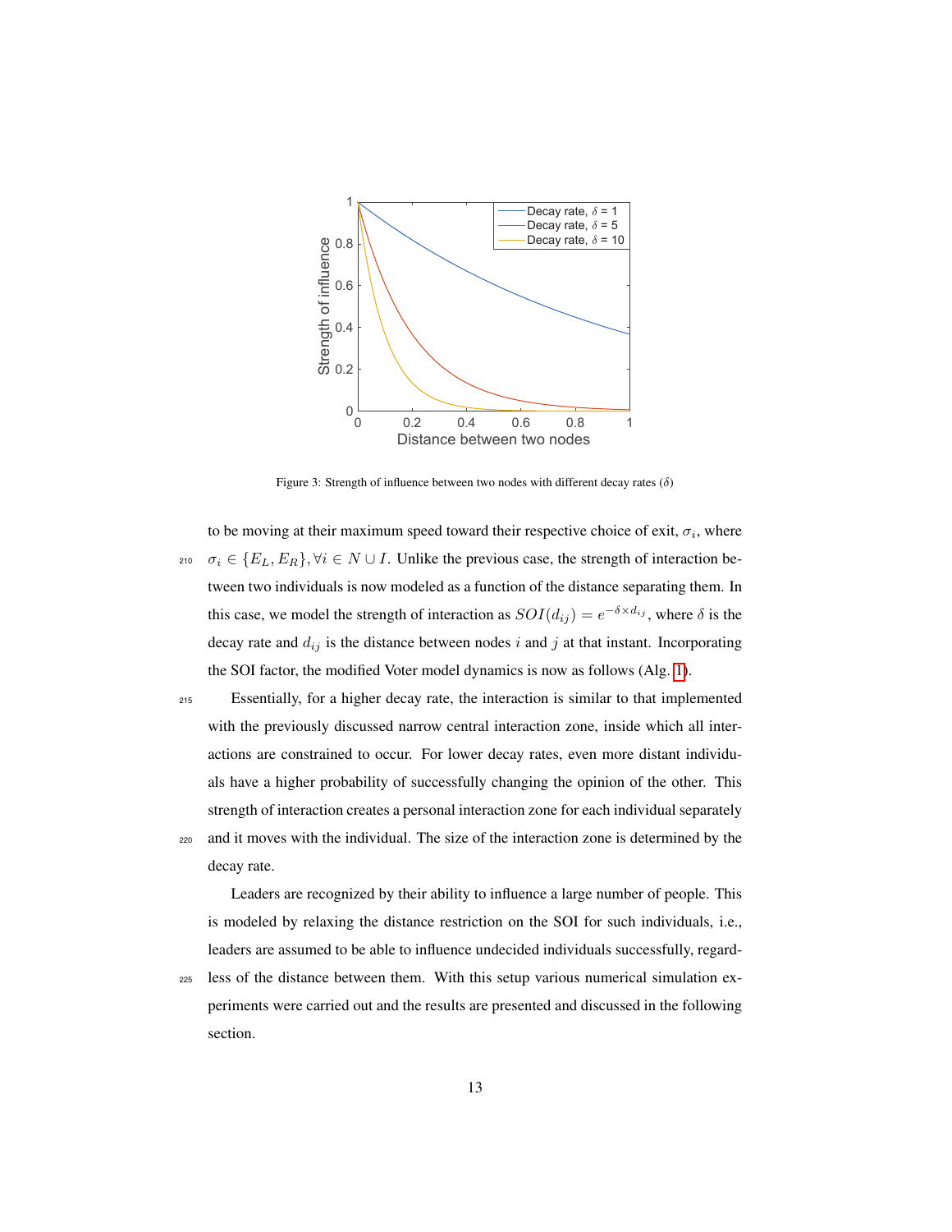Figure 3: Strength of influence between two nodes with different decay rates ($\delta$)

to be moving at their maximum speed toward their respective choice of exit, $\sigma_i$, where $\sigma_i \in \{E_L, E_R\}, \forall i \in N \cup I$. Unlike the previous case, the strength of interaction between two individuals is now modeled as a function of the distance separating them. In this case, we model the strength of interaction as $SOI(d_{ij}) = e^{-\delta \times d_{ij}}$, where $\delta$ is the decay rate and $d_{ij}$ is the distance between nodes $i$ and $j$ at that instant. Incorporating the SOI factor, the modified Voter model dynamics is now as follows (Alg. 1).

Essentially, for a higher decay rate, the interaction is similar to that implemented with the previously discussed narrow central interaction zone, inside which all interactions are constrained to occur. For lower decay rates, even more distant individuals have a higher probability of successfully changing the opinion of the other. This strength of interaction creates a personal interaction zone for each individual separately and it moves with the individual. The size of the interaction zone is determined by the decay rate.

Leaders are recognized by their ability to influence a large number of people. This is modeled by relaxing the distance restriction on the SOI for such individuals, i.e., leaders are assumed to be able to influence undecided individuals successfully, regardless of the distance between them. With this setup various numerical simulation experiments were carried out and the results are presented and discussed in the following section.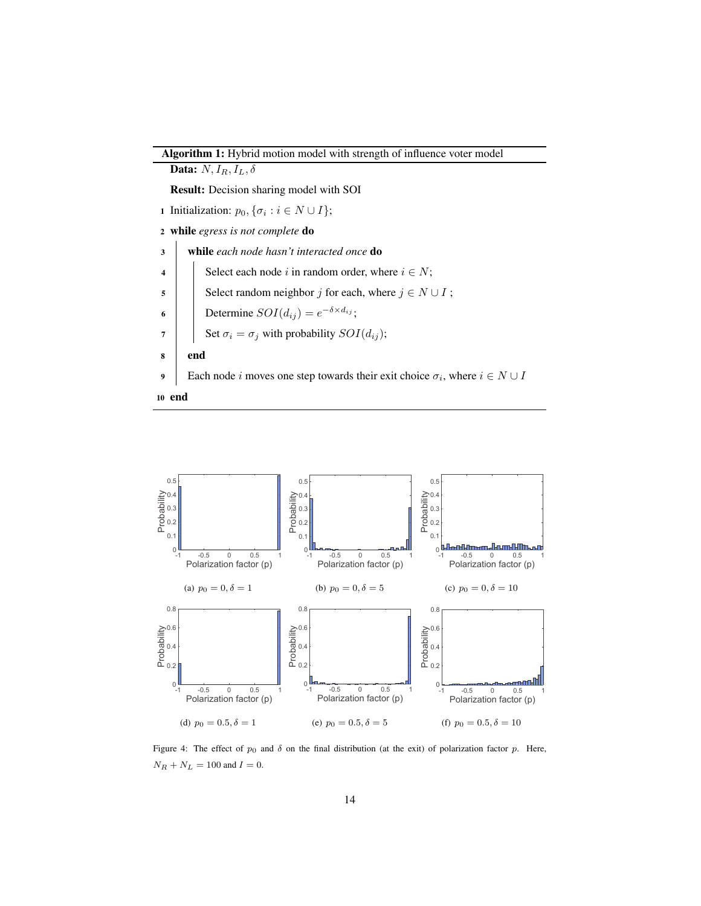**Algorithm 1:** Hybrid motion model with strength of influence voter model

```
Data: N, I_R, I_L, δ
Result: Decision sharing model with SOI
1  Initialization: p_0, {σ_i : i ∈ N ∪ I};
2  while egress is not complete do
3      while each node hasn't interacted once do
4          Select each node i in random order, where i ∈ N;
5          Select random neighbor j for each, where j ∈ N ∪ I ;
6          Determine SOI(d_ij) = e^(−δ×d_ij);
7          Set σ_i = σ_j with probability SOI(d_ij);
8      end
9      Each node i moves one step towards their exit choice σ_i, where i ∈ N ∪ I
10 end
```

(a) $p_0 = 0, \delta = 1$

(b) $p_0 = 0, \delta = 5$

(c) $p_0 = 0, \delta = 10$

(d) $p_0 = 0.5, \delta = 1$

(e) $p_0 = 0.5, \delta = 5$

(f) $p_0 = 0.5, \delta = 10$

Figure 4: The effect of $p_0$ and $\delta$ on the final distribution (at the exit) of polarization factor $p$. Here, $N_R + N_L = 100$ and $I = 0$.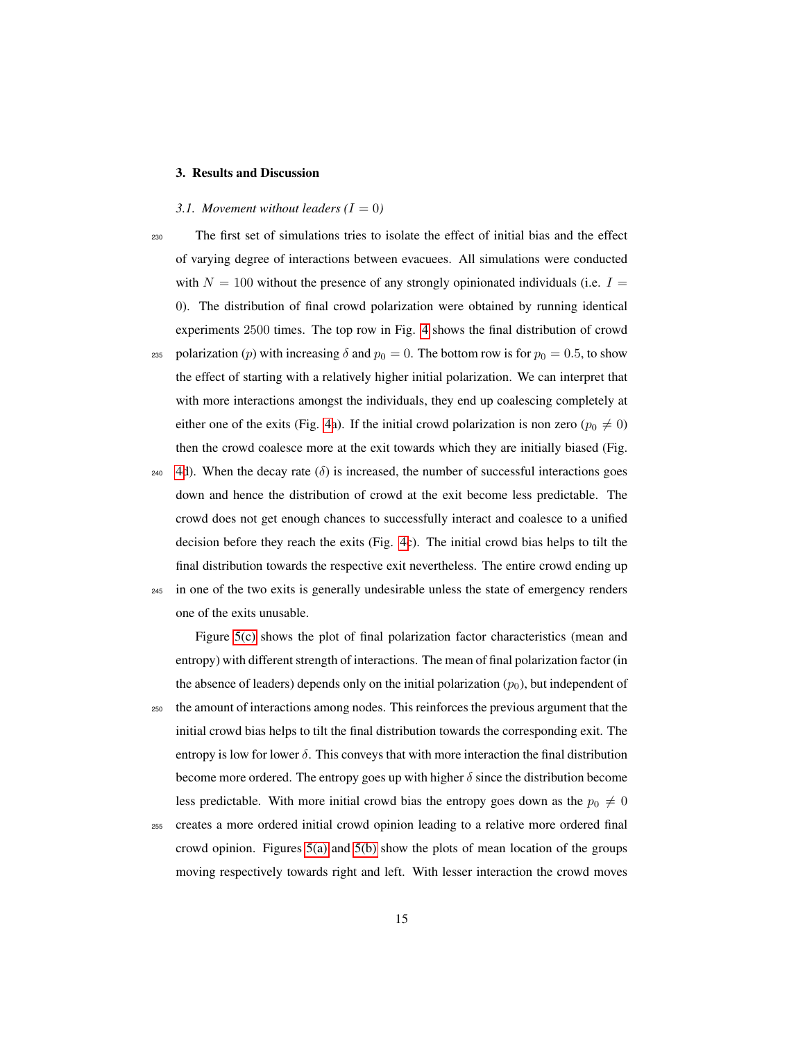## 3. Results and Discussion

### *3.1. Movement without leaders ($I = 0$)*

The first set of simulations tries to isolate the effect of initial bias and the effect of varying degree of interactions between evacuees. All simulations were conducted with $N = 100$ without the presence of any strongly opinionated individuals (i.e. $I = 0$). The distribution of final crowd polarization were obtained by running identical experiments 2500 times. The top row in Fig. 4 shows the final distribution of crowd polarization ($p$) with increasing $\delta$ and $p_0 = 0$. The bottom row is for $p_0 = 0.5$, to show the effect of starting with a relatively higher initial polarization. We can interpret that with more interactions amongst the individuals, they end up coalescing completely at either one of the exits (Fig. 4a). If the initial crowd polarization is non zero ($p_0 \neq 0$) then the crowd coalesce more at the exit towards which they are initially biased (Fig. 4d). When the decay rate ($\delta$) is increased, the number of successful interactions goes down and hence the distribution of crowd at the exit become less predictable. The crowd does not get enough chances to successfully interact and coalesce to a unified decision before they reach the exits (Fig. 4c). The initial crowd bias helps to tilt the final distribution towards the respective exit nevertheless. The entire crowd ending up in one of the two exits is generally undesirable unless the state of emergency renders one of the exits unusable.

Figure 5(c) shows the plot of final polarization factor characteristics (mean and entropy) with different strength of interactions. The mean of final polarization factor (in the absence of leaders) depends only on the initial polarization ($p_0$), but independent of the amount of interactions among nodes. This reinforces the previous argument that the initial crowd bias helps to tilt the final distribution towards the corresponding exit. The entropy is low for lower $\delta$. This conveys that with more interaction the final distribution become more ordered. The entropy goes up with higher $\delta$ since the distribution become less predictable. With more initial crowd bias the entropy goes down as the $p_0 \neq 0$ creates a more ordered initial crowd opinion leading to a relative more ordered final crowd opinion. Figures 5(a) and 5(b) show the plots of mean location of the groups moving respectively towards right and left. With lesser interaction the crowd moves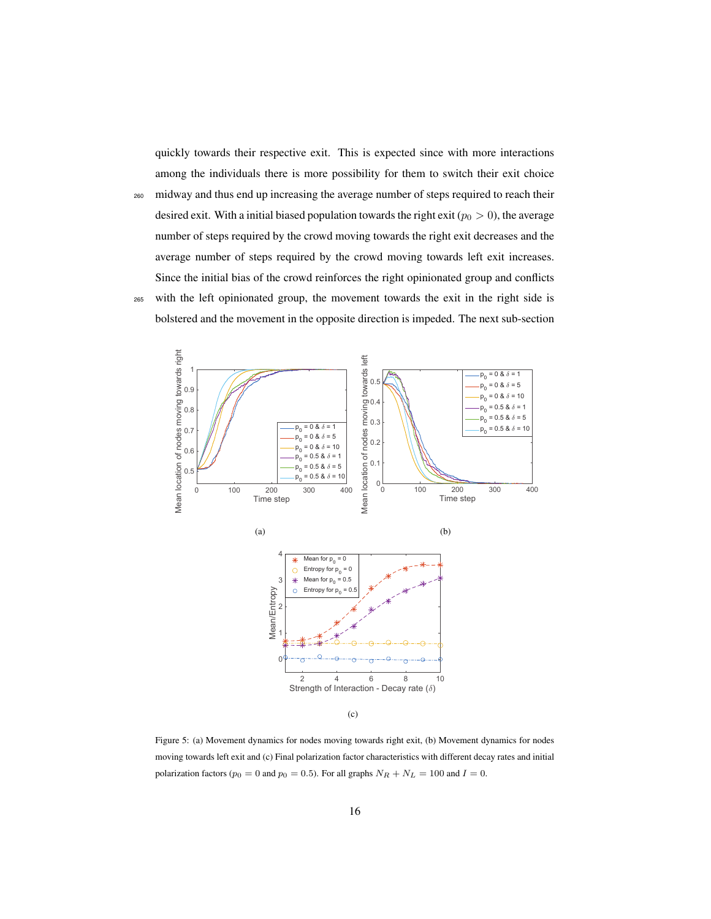quickly towards their respective exit. This is expected since with more interactions among the individuals there is more possibility for them to switch their exit choice midway and thus end up increasing the average number of steps required to reach their desired exit. With a initial biased population towards the right exit ($p_0 > 0$), the average number of steps required by the crowd moving towards the right exit decreases and the average number of steps required by the crowd moving towards left exit increases. Since the initial bias of the crowd reinforces the right opinionated group and conflicts with the left opinionated group, the movement towards the exit in the right side is bolstered and the movement in the opposite direction is impeded. The next sub-section

(a)

(b)

(c)

Figure 5: (a) Movement dynamics for nodes moving towards right exit, (b) Movement dynamics for nodes moving towards left exit and (c) Final polarization factor characteristics with different decay rates and initial polarization factors ($p_0 = 0$ and $p_0 = 0.5$). For all graphs $N_R + N_L = 100$ and $I = 0$.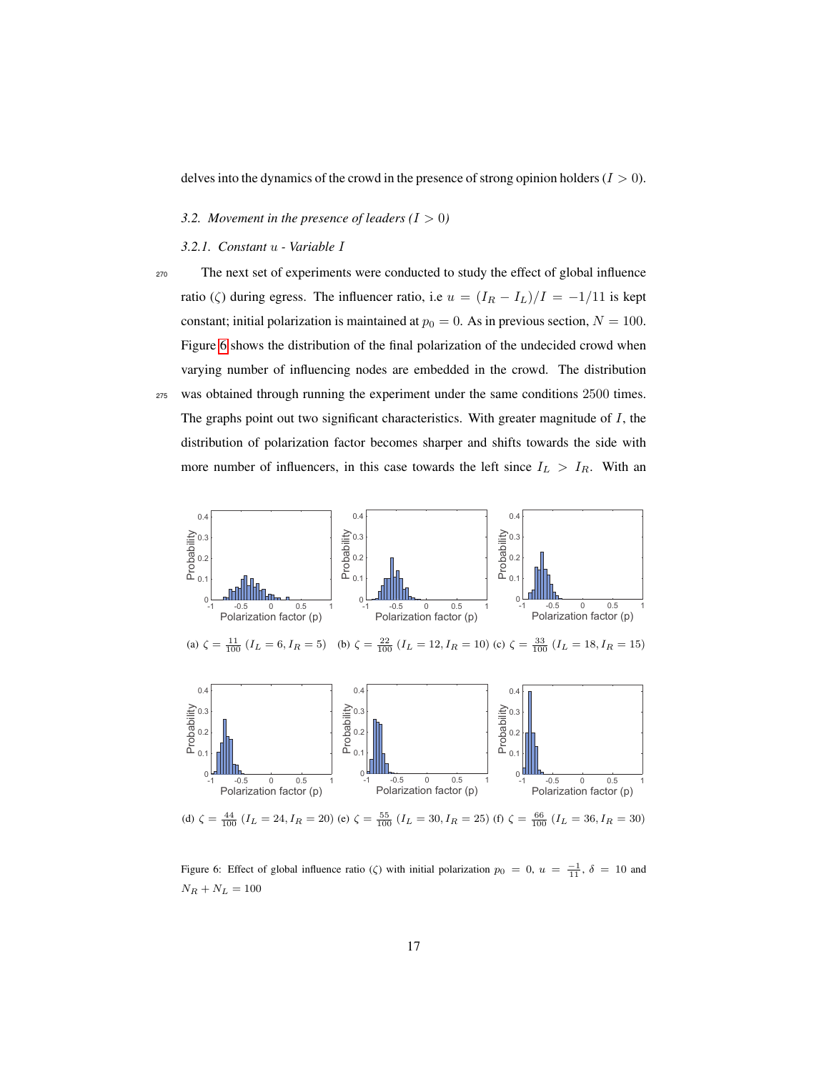delves into the dynamics of the crowd in the presence of strong opinion holders ($I > 0$).

### *3.2. Movement in the presence of leaders ($I > 0$)*

#### *3.2.1. Constant $u$ - Variable $I$*

The next set of experiments were conducted to study the effect of global influence ratio ($\zeta$) during egress. The influencer ratio, i.e $u = (I_R - I_L)/I = -1/11$ is kept constant; initial polarization is maintained at $p_0 = 0$. As in previous section, $N = 100$. Figure 6 shows the distribution of the final polarization of the undecided crowd when varying number of influencing nodes are embedded in the crowd. The distribution was obtained through running the experiment under the same conditions 2500 times. The graphs point out two significant characteristics. With greater magnitude of $I$, the distribution of polarization factor becomes sharper and shifts towards the side with more number of influencers, in this case towards the left since $I_L > I_R$. With an

(a) $\zeta = \frac{11}{100}$ ($I_L = 6, I_R = 5$) (b) $\zeta = \frac{22}{100}$ ($I_L = 12, I_R = 10$) (c) $\zeta = \frac{33}{100}$ ($I_L = 18, I_R = 15$)

(d) $\zeta = \frac{44}{100}$ ($I_L = 24, I_R = 20$) (e) $\zeta = \frac{55}{100}$ ($I_L = 30, I_R = 25$) (f) $\zeta = \frac{66}{100}$ ($I_L = 36, I_R = 30$)

Figure 6: Effect of global influence ratio ($\zeta$) with initial polarization $p_0 = 0$, $u = \frac{-1}{11}$, $\delta = 10$ and $N_R + N_L = 100$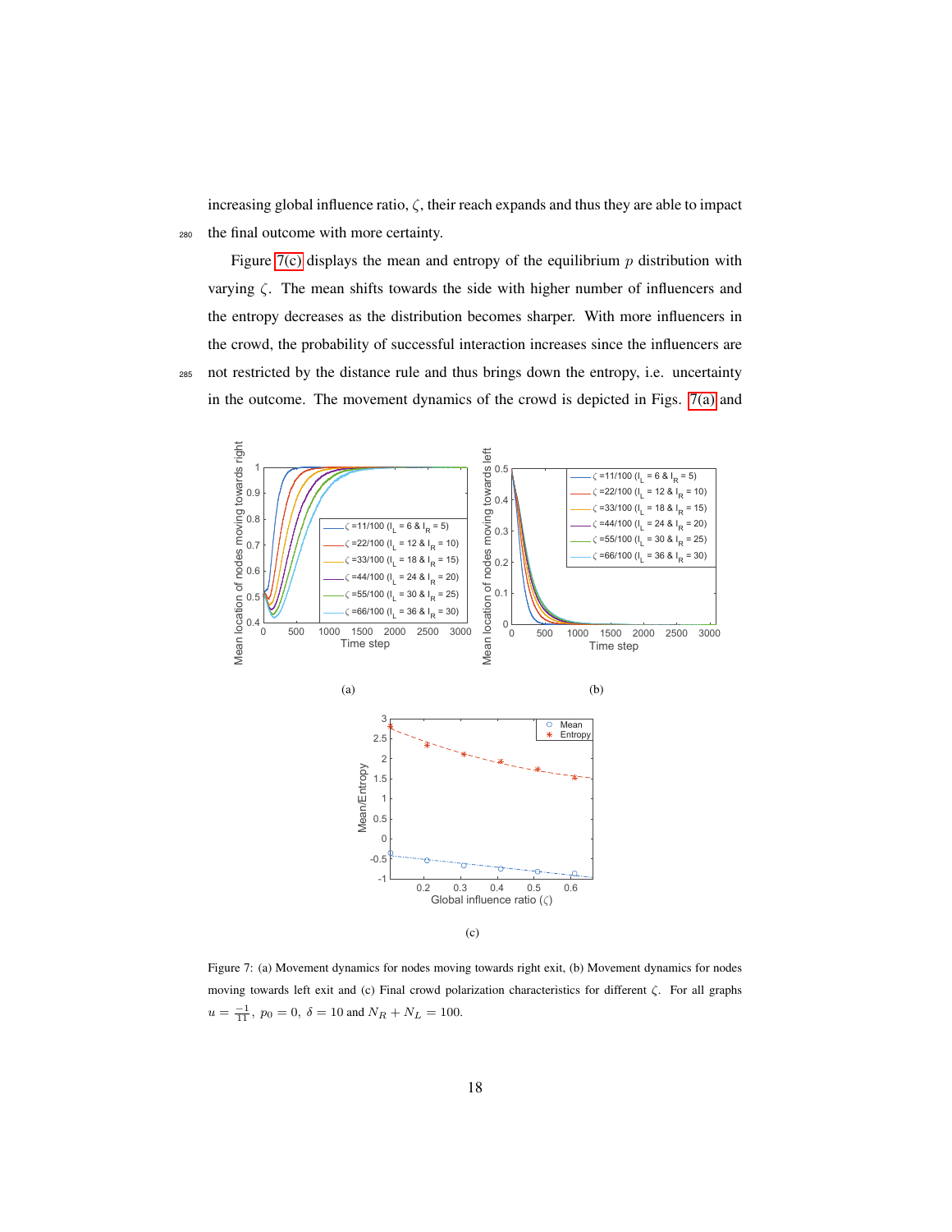increasing global influence ratio, $\zeta$, their reach expands and thus they are able to impact the final outcome with more certainty.

Figure 7(c) displays the mean and entropy of the equilibrium $p$ distribution with varying $\zeta$. The mean shifts towards the side with higher number of influencers and the entropy decreases as the distribution becomes sharper. With more influencers in the crowd, the probability of successful interaction increases since the influencers are not restricted by the distance rule and thus brings down the entropy, i.e. uncertainty in the outcome. The movement dynamics of the crowd is depicted in Figs. 7(a) and

(a)

(b)

(c)

Figure 7: (a) Movement dynamics for nodes moving towards right exit, (b) Movement dynamics for nodes moving towards left exit and (c) Final crowd polarization characteristics for different $\zeta$. For all graphs $u = \frac{-1}{11}$, $p_0 = 0$, $\delta = 10$ and $N_R + N_L = 100$.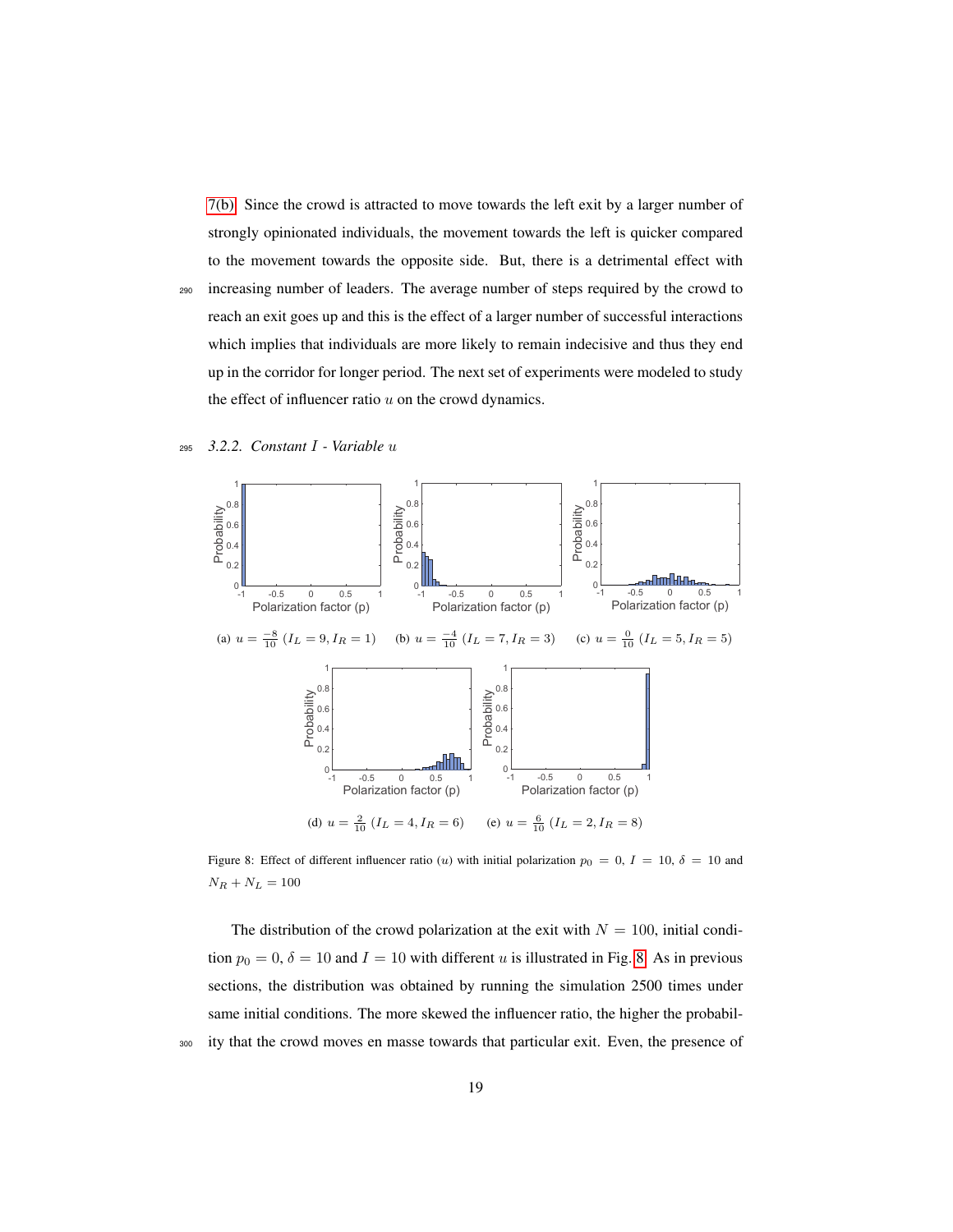7(b). Since the crowd is attracted to move towards the left exit by a larger number of strongly opinionated individuals, the movement towards the left is quicker compared to the movement towards the opposite side. But, there is a detrimental effect with increasing number of leaders. The average number of steps required by the crowd to reach an exit goes up and this is the effect of a larger number of successful interactions which implies that individuals are more likely to remain indecisive and thus they end up in the corridor for longer period. The next set of experiments were modeled to study the effect of influencer ratio $u$ on the crowd dynamics.

### 3.2.2. Constant $I$ - Variable $u$

(a) $u = \frac{-8}{10}$ ($I_L = 9, I_R = 1$) (b) $u = \frac{-4}{10}$ ($I_L = 7, I_R = 3$) (c) $u = \frac{0}{10}$ ($I_L = 5, I_R = 5$)

(d) $u = \frac{2}{10}$ ($I_L = 4, I_R = 6$) (e) $u = \frac{6}{10}$ ($I_L = 2, I_R = 8$)

Figure 8: Effect of different influencer ratio ($u$) with initial polarization $p_0 = 0$, $I = 10$, $\delta = 10$ and $N_R + N_L = 100$

The distribution of the crowd polarization at the exit with $N = 100$, initial condition $p_0 = 0$, $\delta = 10$ and $I = 10$ with different $u$ is illustrated in Fig. 8. As in previous sections, the distribution was obtained by running the simulation 2500 times under same initial conditions. The more skewed the influencer ratio, the higher the probability that the crowd moves en masse towards that particular exit. Even, the presence of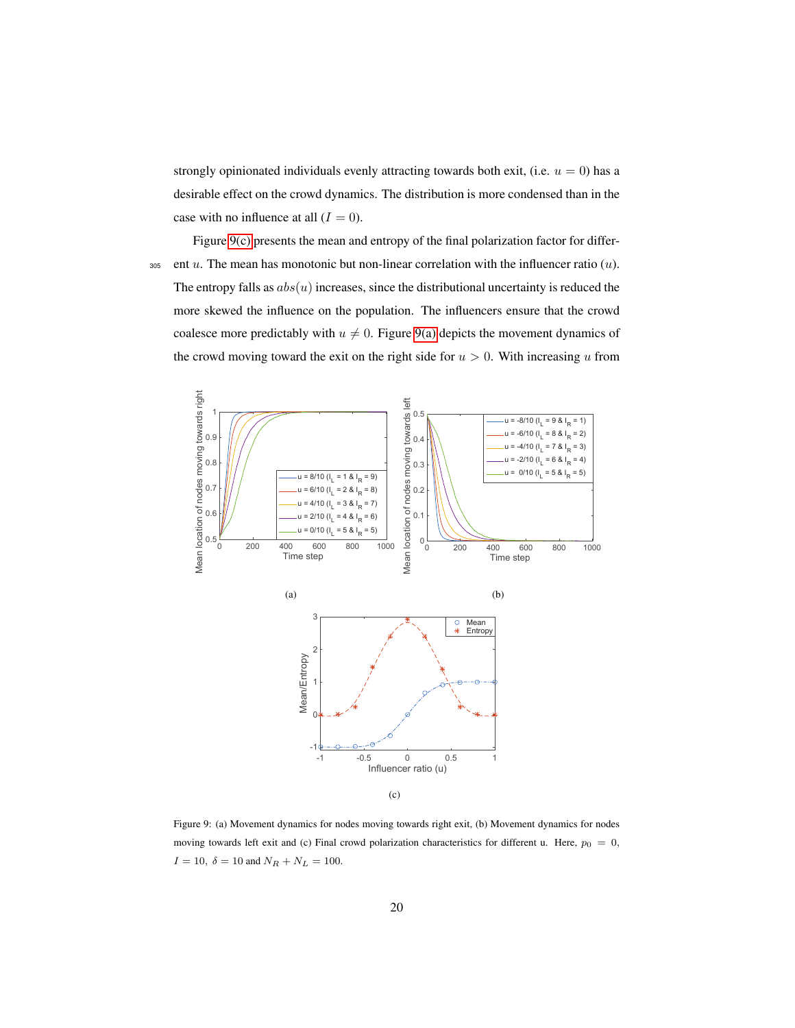strongly opinionated individuals evenly attracting towards both exit, (i.e. $u = 0$) has a desirable effect on the crowd dynamics. The distribution is more condensed than in the case with no influence at all ($I = 0$).

Figure 9(c) presents the mean and entropy of the final polarization factor for different $u$. The mean has monotonic but non-linear correlation with the influencer ratio ($u$). The entropy falls as $abs(u)$ increases, since the distributional uncertainty is reduced the more skewed the influence on the population. The influencers ensure that the crowd coalesce more predictably with $u \neq 0$. Figure 9(a) depicts the movement dynamics of the crowd moving toward the exit on the right side for $u > 0$. With increasing $u$ from

Figure 9: (a) Movement dynamics for nodes moving towards right exit, (b) Movement dynamics for nodes moving towards left exit and (c) Final crowd polarization characteristics for different u. Here, $p_0 = 0$, $I = 10$, $\delta = 10$ and $N_R + N_L = 100$.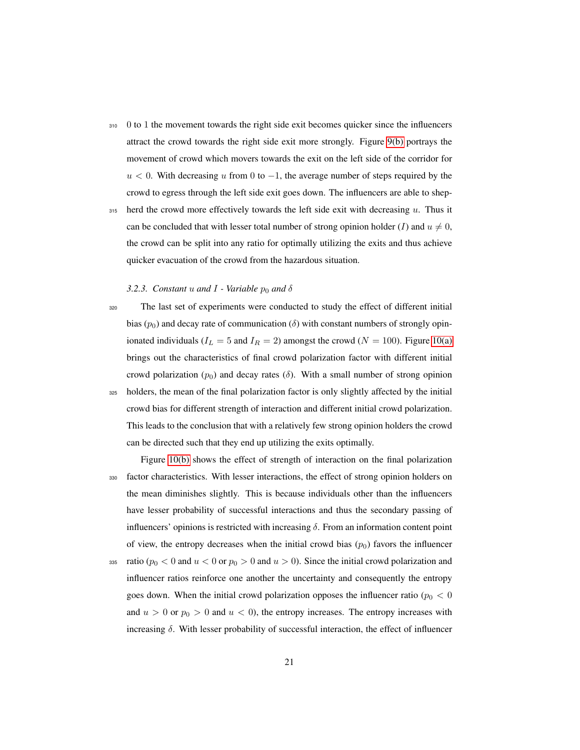0 to 1 the movement towards the right side exit becomes quicker since the influencers attract the crowd towards the right side exit more strongly. Figure 9(b) portrays the movement of crowd which movers towards the exit on the left side of the corridor for $u < 0$. With decreasing $u$ from 0 to $-1$, the average number of steps required by the crowd to egress through the left side exit goes down. The influencers are able to shepherd the crowd more effectively towards the left side exit with decreasing $u$. Thus it can be concluded that with lesser total number of strong opinion holder ($I$) and $u \neq 0$, the crowd can be split into any ratio for optimally utilizing the exits and thus achieve quicker evacuation of the crowd from the hazardous situation.

### 3.2.3. Constant $u$ and $I$ - Variable $p_0$ and $\delta$

The last set of experiments were conducted to study the effect of different initial bias ($p_0$) and decay rate of communication ($\delta$) with constant numbers of strongly opinionated individuals ($I_L = 5$ and $I_R = 2$) amongst the crowd ($N = 100$). Figure 10(a) brings out the characteristics of final crowd polarization factor with different initial crowd polarization ($p_0$) and decay rates ($\delta$). With a small number of strong opinion holders, the mean of the final polarization factor is only slightly affected by the initial crowd bias for different strength of interaction and different initial crowd polarization. This leads to the conclusion that with a relatively few strong opinion holders the crowd can be directed such that they end up utilizing the exits optimally.

Figure 10(b) shows the effect of strength of interaction on the final polarization factor characteristics. With lesser interactions, the effect of strong opinion holders on the mean diminishes slightly. This is because individuals other than the influencers have lesser probability of successful interactions and thus the secondary passing of influencers' opinions is restricted with increasing $\delta$. From an information content point of view, the entropy decreases when the initial crowd bias ($p_0$) favors the influencer ratio ($p_0 < 0$ and $u < 0$ or $p_0 > 0$ and $u > 0$). Since the initial crowd polarization and influencer ratios reinforce one another the uncertainty and consequently the entropy goes down. When the initial crowd polarization opposes the influencer ratio ($p_0 < 0$ and $u > 0$ or $p_0 > 0$ and $u < 0$), the entropy increases. The entropy increases with increasing $\delta$. With lesser probability of successful interaction, the effect of influencer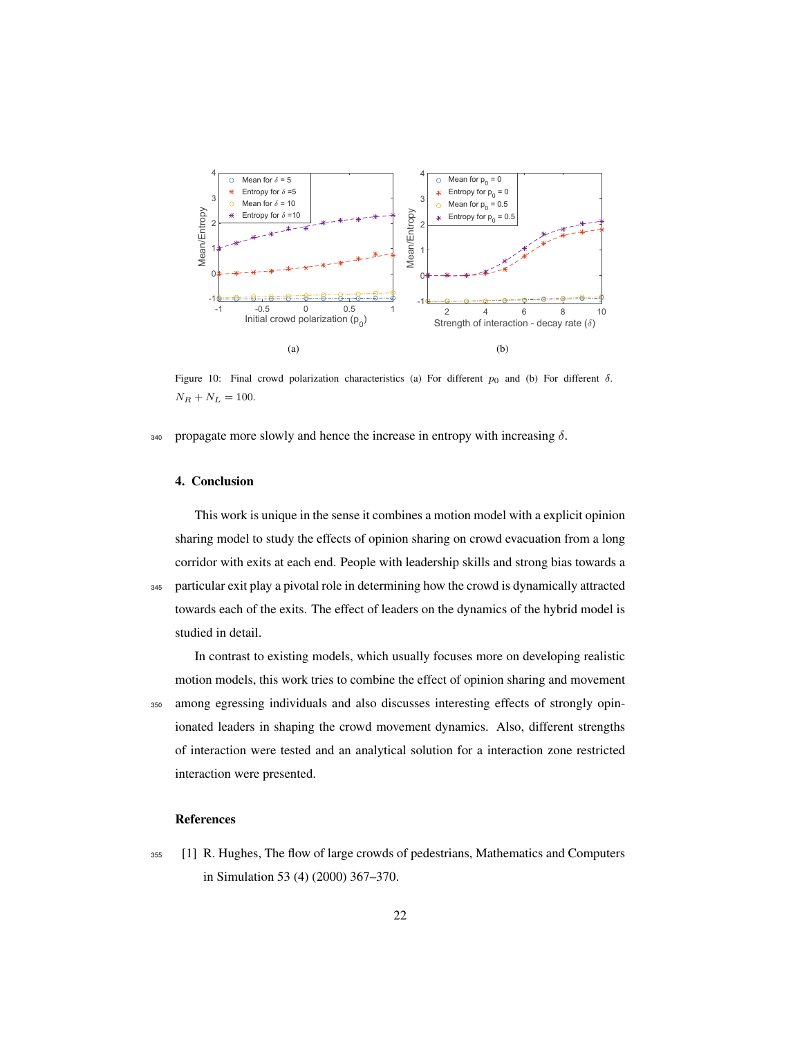(a)

(b)

Figure 10: Final crowd polarization characteristics (a) For different $p_0$ and (b) For different $\delta$. $N_R + N_L = 100$.

propagate more slowly and hence the increase in entropy with increasing $\delta$.

## 4. Conclusion

This work is unique in the sense it combines a motion model with a explicit opinion sharing model to study the effects of opinion sharing on crowd evacuation from a long corridor with exits at each end. People with leadership skills and strong bias towards a particular exit play a pivotal role in determining how the crowd is dynamically attracted towards each of the exits. The effect of leaders on the dynamics of the hybrid model is studied in detail.

In contrast to existing models, which usually focuses more on developing realistic motion models, this work tries to combine the effect of opinion sharing and movement among egressing individuals and also discusses interesting effects of strongly opinionated leaders in shaping the crowd movement dynamics. Also, different strengths of interaction were tested and an analytical solution for a interaction zone restricted interaction were presented.

## References

[1] R. Hughes, The flow of large crowds of pedestrians, Mathematics and Computers in Simulation 53 (4) (2000) 367–370.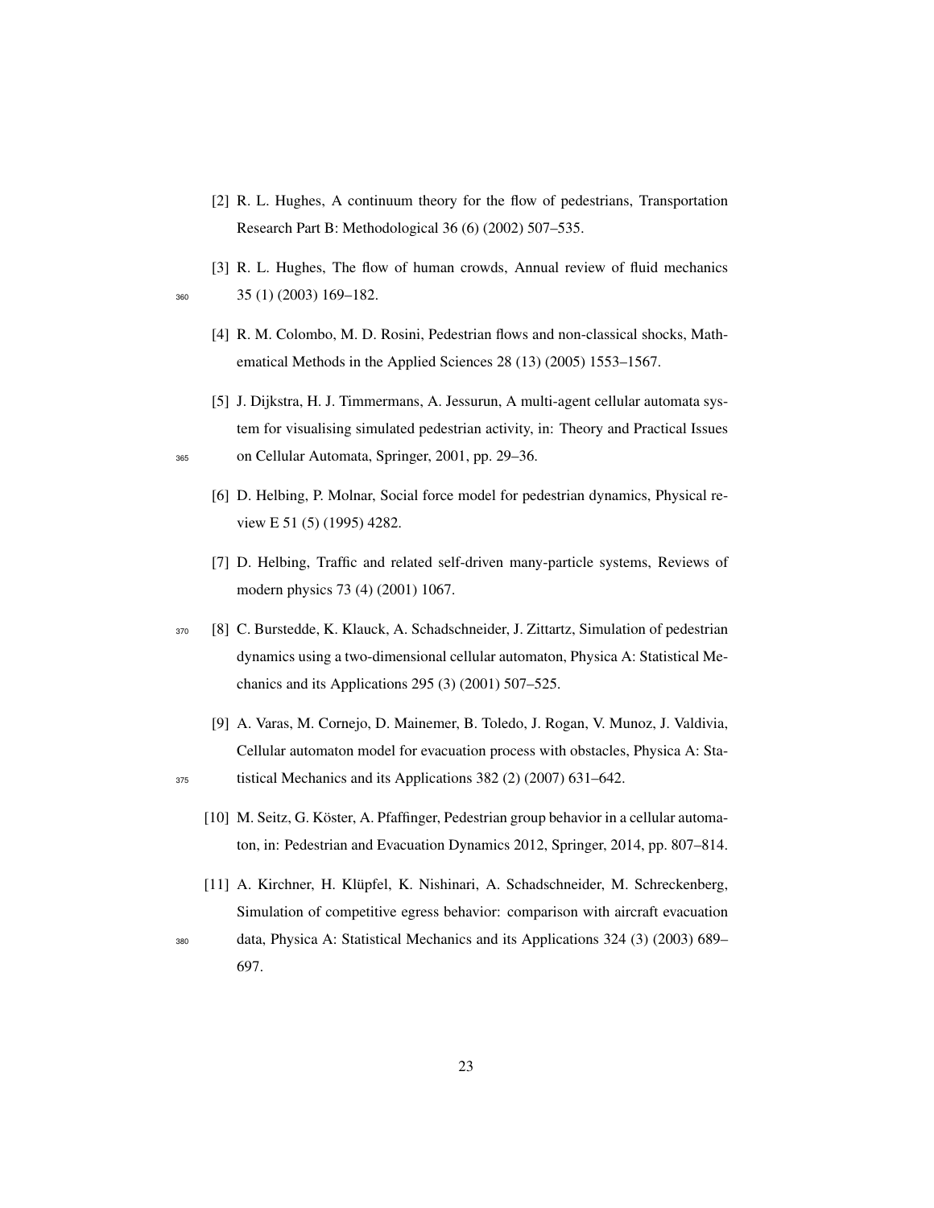[2] R. L. Hughes, A continuum theory for the flow of pedestrians, Transportation Research Part B: Methodological 36 (6) (2002) 507–535.

[3] R. L. Hughes, The flow of human crowds, Annual review of fluid mechanics 35 (1) (2003) 169–182.

[4] R. M. Colombo, M. D. Rosini, Pedestrian flows and non-classical shocks, Mathematical Methods in the Applied Sciences 28 (13) (2005) 1553–1567.

[5] J. Dijkstra, H. J. Timmermans, A. Jessurun, A multi-agent cellular automata system for visualising simulated pedestrian activity, in: Theory and Practical Issues on Cellular Automata, Springer, 2001, pp. 29–36.

[6] D. Helbing, P. Molnar, Social force model for pedestrian dynamics, Physical review E 51 (5) (1995) 4282.

[7] D. Helbing, Traffic and related self-driven many-particle systems, Reviews of modern physics 73 (4) (2001) 1067.

[8] C. Burstedde, K. Klauck, A. Schadschneider, J. Zittartz, Simulation of pedestrian dynamics using a two-dimensional cellular automaton, Physica A: Statistical Mechanics and its Applications 295 (3) (2001) 507–525.

[9] A. Varas, M. Cornejo, D. Mainemer, B. Toledo, J. Rogan, V. Munoz, J. Valdivia, Cellular automaton model for evacuation process with obstacles, Physica A: Statistical Mechanics and its Applications 382 (2) (2007) 631–642.

[10] M. Seitz, G. Köster, A. Pfaffinger, Pedestrian group behavior in a cellular automaton, in: Pedestrian and Evacuation Dynamics 2012, Springer, 2014, pp. 807–814.

[11] A. Kirchner, H. Klüpfel, K. Nishinari, A. Schadschneider, M. Schreckenberg, Simulation of competitive egress behavior: comparison with aircraft evacuation data, Physica A: Statistical Mechanics and its Applications 324 (3) (2003) 689–697.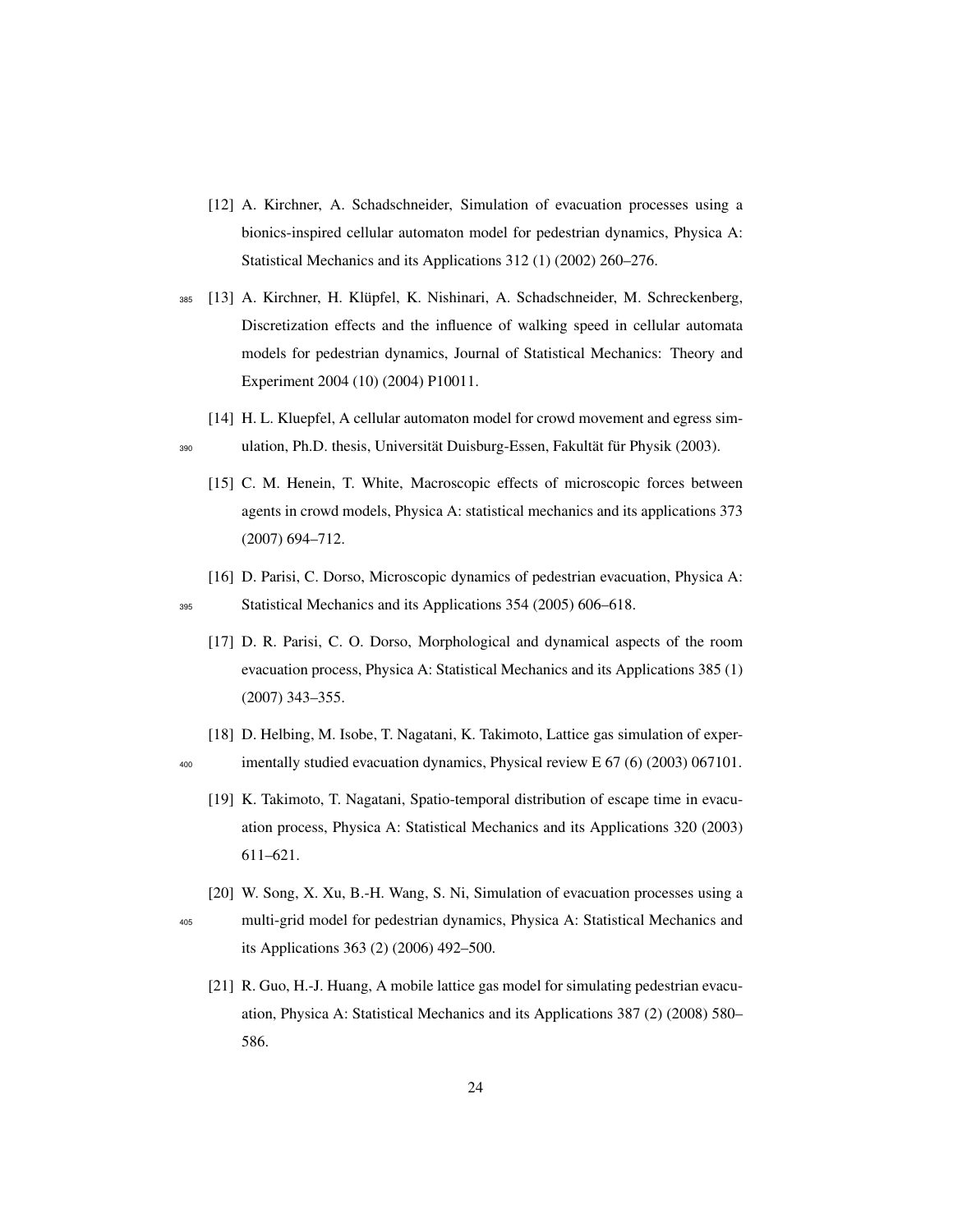[12] A. Kirchner, A. Schadschneider, Simulation of evacuation processes using a bionics-inspired cellular automaton model for pedestrian dynamics, Physica A: Statistical Mechanics and its Applications 312 (1) (2002) 260–276.

[13] A. Kirchner, H. Klüpfel, K. Nishinari, A. Schadschneider, M. Schreckenberg, Discretization effects and the influence of walking speed in cellular automata models for pedestrian dynamics, Journal of Statistical Mechanics: Theory and Experiment 2004 (10) (2004) P10011.

[14] H. L. Kluepfel, A cellular automaton model for crowd movement and egress simulation, Ph.D. thesis, Universität Duisburg-Essen, Fakultät für Physik (2003).

[15] C. M. Henein, T. White, Macroscopic effects of microscopic forces between agents in crowd models, Physica A: statistical mechanics and its applications 373 (2007) 694–712.

[16] D. Parisi, C. Dorso, Microscopic dynamics of pedestrian evacuation, Physica A: Statistical Mechanics and its Applications 354 (2005) 606–618.

[17] D. R. Parisi, C. O. Dorso, Morphological and dynamical aspects of the room evacuation process, Physica A: Statistical Mechanics and its Applications 385 (1) (2007) 343–355.

[18] D. Helbing, M. Isobe, T. Nagatani, K. Takimoto, Lattice gas simulation of experimentally studied evacuation dynamics, Physical review E 67 (6) (2003) 067101.

[19] K. Takimoto, T. Nagatani, Spatio-temporal distribution of escape time in evacuation process, Physica A: Statistical Mechanics and its Applications 320 (2003) 611–621.

[20] W. Song, X. Xu, B.-H. Wang, S. Ni, Simulation of evacuation processes using a multi-grid model for pedestrian dynamics, Physica A: Statistical Mechanics and its Applications 363 (2) (2006) 492–500.

[21] R. Guo, H.-J. Huang, A mobile lattice gas model for simulating pedestrian evacuation, Physica A: Statistical Mechanics and its Applications 387 (2) (2008) 580–586.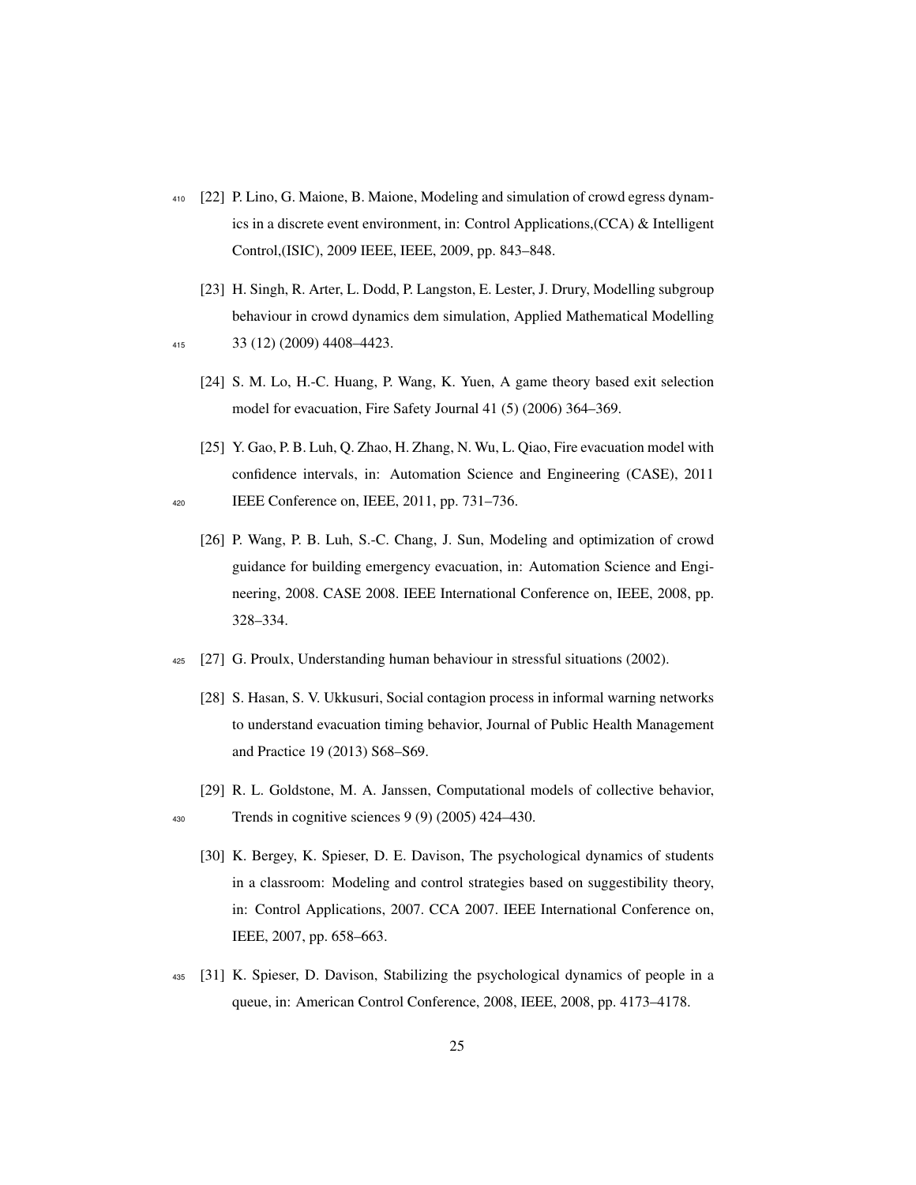[22] P. Lino, G. Maione, B. Maione, Modeling and simulation of crowd egress dynamics in a discrete event environment, in: Control Applications,(CCA) & Intelligent Control,(ISIC), 2009 IEEE, IEEE, 2009, pp. 843–848.

[23] H. Singh, R. Arter, L. Dodd, P. Langston, E. Lester, J. Drury, Modelling subgroup behaviour in crowd dynamics dem simulation, Applied Mathematical Modelling 33 (12) (2009) 4408–4423.

[24] S. M. Lo, H.-C. Huang, P. Wang, K. Yuen, A game theory based exit selection model for evacuation, Fire Safety Journal 41 (5) (2006) 364–369.

[25] Y. Gao, P. B. Luh, Q. Zhao, H. Zhang, N. Wu, L. Qiao, Fire evacuation model with confidence intervals, in: Automation Science and Engineering (CASE), 2011 IEEE Conference on, IEEE, 2011, pp. 731–736.

[26] P. Wang, P. B. Luh, S.-C. Chang, J. Sun, Modeling and optimization of crowd guidance for building emergency evacuation, in: Automation Science and Engineering, 2008. CASE 2008. IEEE International Conference on, IEEE, 2008, pp. 328–334.

[27] G. Proulx, Understanding human behaviour in stressful situations (2002).

[28] S. Hasan, S. V. Ukkusuri, Social contagion process in informal warning networks to understand evacuation timing behavior, Journal of Public Health Management and Practice 19 (2013) S68–S69.

[29] R. L. Goldstone, M. A. Janssen, Computational models of collective behavior, Trends in cognitive sciences 9 (9) (2005) 424–430.

[30] K. Bergey, K. Spieser, D. E. Davison, The psychological dynamics of students in a classroom: Modeling and control strategies based on suggestibility theory, in: Control Applications, 2007. CCA 2007. IEEE International Conference on, IEEE, 2007, pp. 658–663.

[31] K. Spieser, D. Davison, Stabilizing the psychological dynamics of people in a queue, in: American Control Conference, 2008, IEEE, 2008, pp. 4173–4178.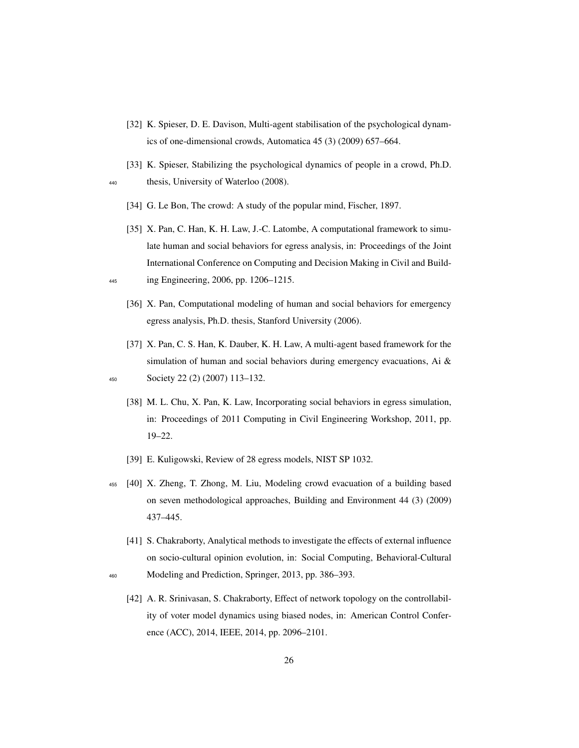[32] K. Spieser, D. E. Davison, Multi-agent stabilisation of the psychological dynamics of one-dimensional crowds, Automatica 45 (3) (2009) 657–664.

[33] K. Spieser, Stabilizing the psychological dynamics of people in a crowd, Ph.D. thesis, University of Waterloo (2008).

[34] G. Le Bon, The crowd: A study of the popular mind, Fischer, 1897.

[35] X. Pan, C. Han, K. H. Law, J.-C. Latombe, A computational framework to simulate human and social behaviors for egress analysis, in: Proceedings of the Joint International Conference on Computing and Decision Making in Civil and Building Engineering, 2006, pp. 1206–1215.

[36] X. Pan, Computational modeling of human and social behaviors for emergency egress analysis, Ph.D. thesis, Stanford University (2006).

[37] X. Pan, C. S. Han, K. Dauber, K. H. Law, A multi-agent based framework for the simulation of human and social behaviors during emergency evacuations, Ai & Society 22 (2) (2007) 113–132.

[38] M. L. Chu, X. Pan, K. Law, Incorporating social behaviors in egress simulation, in: Proceedings of 2011 Computing in Civil Engineering Workshop, 2011, pp. 19–22.

[39] E. Kuligowski, Review of 28 egress models, NIST SP 1032.

[40] X. Zheng, T. Zhong, M. Liu, Modeling crowd evacuation of a building based on seven methodological approaches, Building and Environment 44 (3) (2009) 437–445.

[41] S. Chakraborty, Analytical methods to investigate the effects of external influence on socio-cultural opinion evolution, in: Social Computing, Behavioral-Cultural Modeling and Prediction, Springer, 2013, pp. 386–393.

[42] A. R. Srinivasan, S. Chakraborty, Effect of network topology on the controllability of voter model dynamics using biased nodes, in: American Control Conference (ACC), 2014, IEEE, 2014, pp. 2096–2101.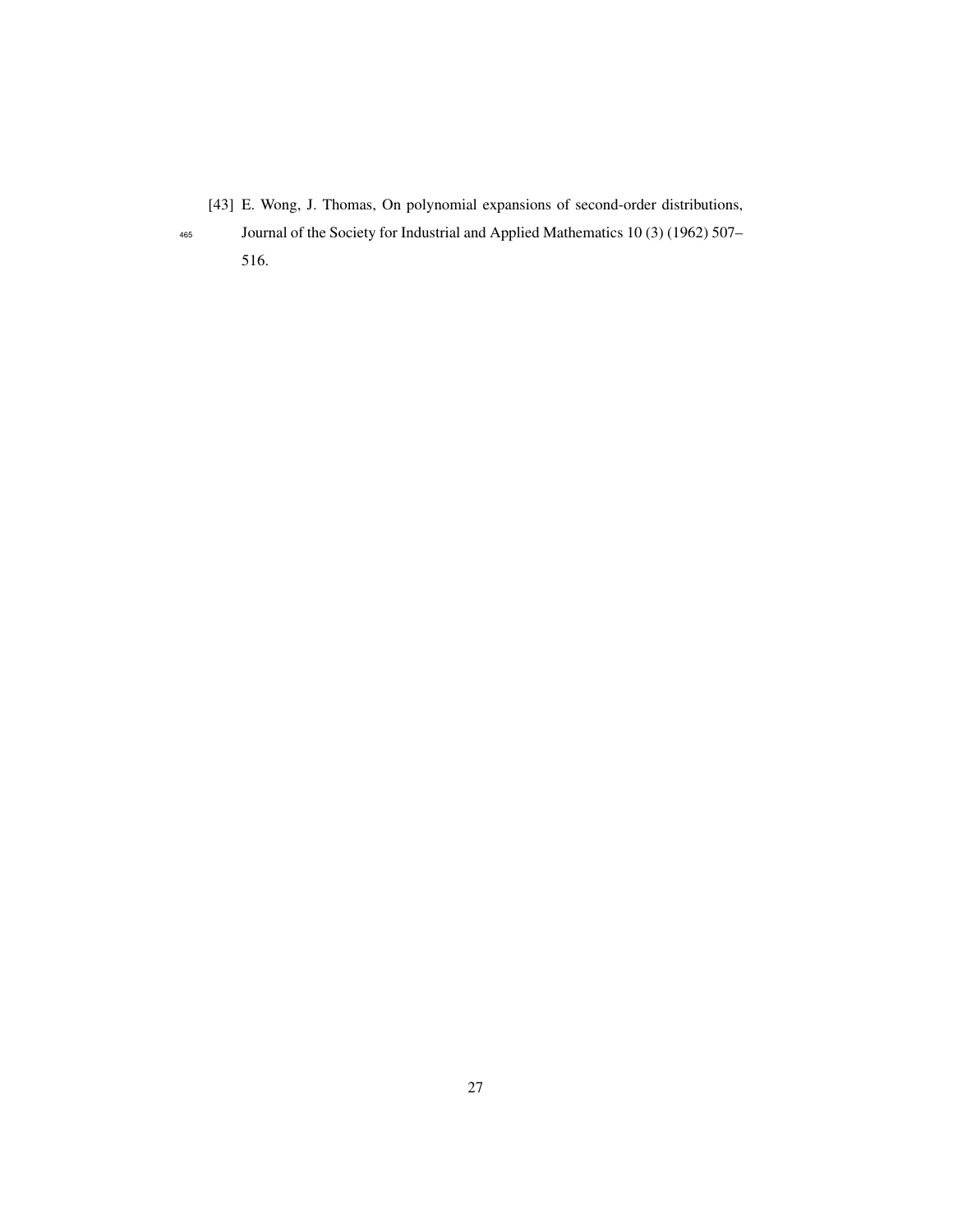[43] E. Wong, J. Thomas, On polynomial expansions of second-order distributions, Journal of the Society for Industrial and Applied Mathematics 10 (3) (1962) 507–516.